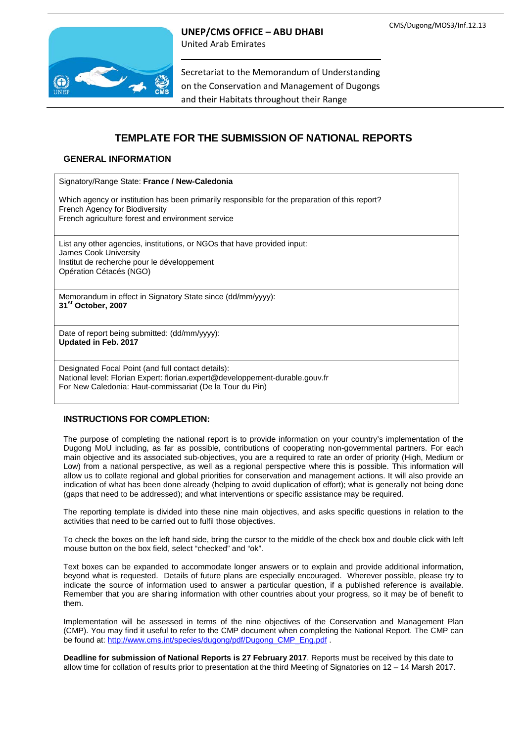CMS/Dugong/MOS3/Inf.12.13

**UNEP/CMS OFFICE – ABU DHABI**
United Arab Emirates

Secretariat to the Memorandum of Understanding on the Conservation and Management of Dugongs and their Habitats throughout their Range

# TEMPLATE FOR THE SUBMISSION OF NATIONAL REPORTS

## GENERAL INFORMATION

Signatory/Range State: **France / New-Caledonia**

Which agency or institution has been primarily responsible for the preparation of this report?
French Agency for Biodiversity
French agriculture forest and environment service

List any other agencies, institutions, or NGOs that have provided input:
James Cook University
Institut de recherche pour le développement
Opération Cétacés (NGO)

Memorandum in effect in Signatory State since (dd/mm/yyyy):
**31st October, 2007**

Date of report being submitted: (dd/mm/yyyy):
**Updated in Feb. 2017**

Designated Focal Point (and full contact details):
National level: Florian Expert: florian.expert@developpement-durable.gouv.fr
For New Caledonia: Haut-commissariat (De la Tour du Pin)

## INSTRUCTIONS FOR COMPLETION:

The purpose of completing the national report is to provide information on your country's implementation of the Dugong MoU including, as far as possible, contributions of cooperating non-governmental partners. For each main objective and its associated sub-objectives, you are a required to rate an order of priority (High, Medium or Low) from a national perspective, as well as a regional perspective where this is possible. This information will allow us to collate regional and global priorities for conservation and management actions. It will also provide an indication of what has been done already (helping to avoid duplication of effort); what is generally not being done (gaps that need to be addressed); and what interventions or specific assistance may be required.

The reporting template is divided into these nine main objectives, and asks specific questions in relation to the activities that need to be carried out to fulfil those objectives.

To check the boxes on the left hand side, bring the cursor to the middle of the check box and double click with left mouse button on the box field, select "checked" and "ok".

Text boxes can be expanded to accommodate longer answers or to explain and provide additional information, beyond what is requested. Details of future plans are especially encouraged. Wherever possible, please try to indicate the source of information used to answer a particular question, if a published reference is available. Remember that you are sharing information with other countries about your progress, so it may be of benefit to them.

Implementation will be assessed in terms of the nine objectives of the Conservation and Management Plan (CMP). You may find it useful to refer to the CMP document when completing the National Report. The CMP can be found at: http://www.cms.int/species/dugong/pdf/Dugong_CMP_Eng.pdf .

**Deadline for submission of National Reports is 27 February 2017**. Reports must be received by this date to allow time for collation of results prior to presentation at the third Meeting of Signatories on 12 – 14 Marsh 2017.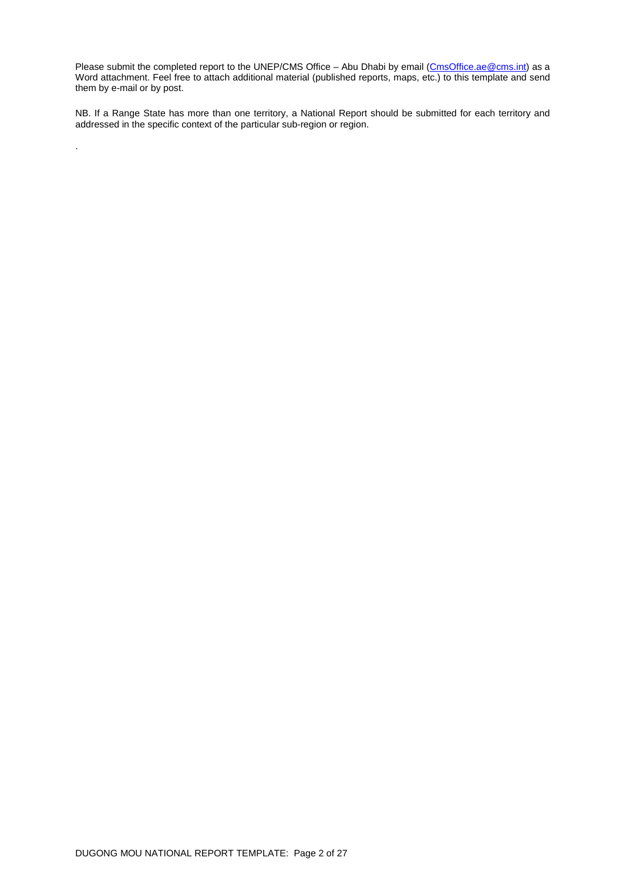Please submit the completed report to the UNEP/CMS Office – Abu Dhabi by email (CmsOffice.ae@cms.int) as a Word attachment. Feel free to attach additional material (published reports, maps, etc.) to this template and send them by e-mail or by post.

NB. If a Range State has more than one territory, a National Report should be submitted for each territory and addressed in the specific context of the particular sub-region or region.

.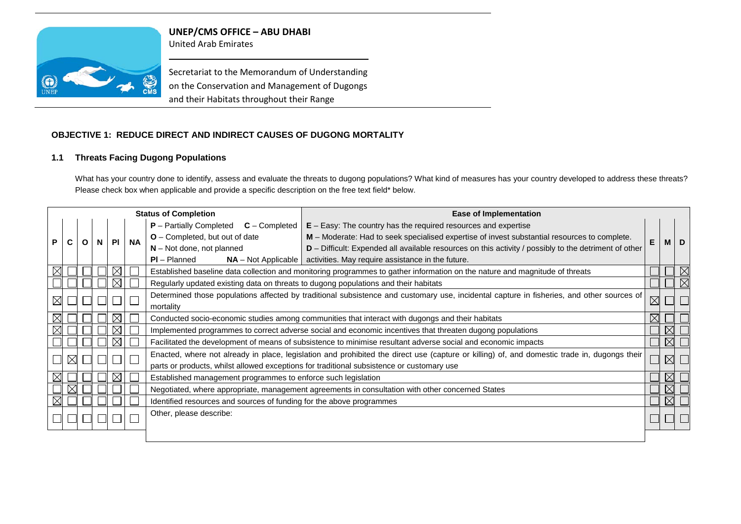**UNEP/CMS OFFICE – ABU DHABI**
United Arab Emirates

Secretariat to the Memorandum of Understanding on the Conservation and Management of Dugongs and their Habitats throughout their Range

## OBJECTIVE 1: REDUCE DIRECT AND INDIRECT CAUSES OF DUGONG MORTALITY

### 1.1 Threats Facing Dugong Populations

What has your country done to identify, assess and evaluate the threats to dugong populations? What kind of measures has your country developed to address these threats? Please check box when applicable and provide a specific description on the free text field* below.

| P | C | O | N | Pl | NA | Status of Completion / Ease of Implementation | E | M | D |
|---|---|---|---|---|---|---|---|---|---|
| | | | | | | **P** – Partially Completed **C** – Completed; **O** – Completed, but out of date; **N** – Not done, not planned; **Pl** – Planned **NA** – Not Applicable. **E** – Easy: The country has the required resources and expertise; **M** – Moderate: Had to seek specialised expertise of invest substantial resources to complete; **D** – Difficult: Expended all available resources on this activity / possibly to the detriment of other activities. May require assistance in the future. | | | |
| ☒ | ☐ | ☐ | ☐ | ☒ | ☐ | Established baseline data collection and monitoring programmes to gather information on the nature and magnitude of threats | ☐ | ☐ | ☒ |
| ☐ | ☐ | ☐ | ☐ | ☒ | ☐ | Regularly updated existing data on threats to dugong populations and their habitats | ☐ | ☐ | ☒ |
| ☒ | ☐ | ☐ | ☐ | ☐ | ☐ | Determined those populations affected by traditional subsistence and customary use, incidental capture in fisheries, and other sources of mortality | ☒ | ☐ | ☐ |
| ☒ | ☐ | ☐ | ☐ | ☒ | ☐ | Conducted socio-economic studies among communities that interact with dugongs and their habitats | ☒ | ☐ | ☐ |
| ☒ | ☐ | ☐ | ☐ | ☒ | ☐ | Implemented programmes to correct adverse social and economic incentives that threaten dugong populations | ☐ | ☒ | ☐ |
| ☐ | ☐ | ☐ | ☐ | ☒ | ☐ | Facilitated the development of means of subsistence to minimise resultant adverse social and economic impacts | ☐ | ☒ | ☐ |
| ☐ | ☒ | ☐ | ☐ | ☐ | ☐ | Enacted, where not already in place, legislation and prohibited the direct use (capture or killing) of, and domestic trade in, dugongs their parts or products, whilst allowed exceptions for traditional subsistence or customary use | ☐ | ☒ | ☐ |
| ☒ | ☐ | ☐ | ☐ | ☒ | ☐ | Established management programmes to enforce such legislation | ☐ | ☒ | ☐ |
| ☐ | ☒ | ☐ | ☐ | ☐ | ☐ | Negotiated, where appropriate, management agreements in consultation with other concerned States | ☐ | ☒ | ☐ |
| ☒ | ☐ | ☐ | ☐ | ☐ | ☐ | Identified resources and sources of funding for the above programmes | ☐ | ☒ | ☐ |
| ☐ | ☐ | ☐ | ☐ | ☐ | ☐ | Other, please describe: | ☐ | ☐ | ☐ |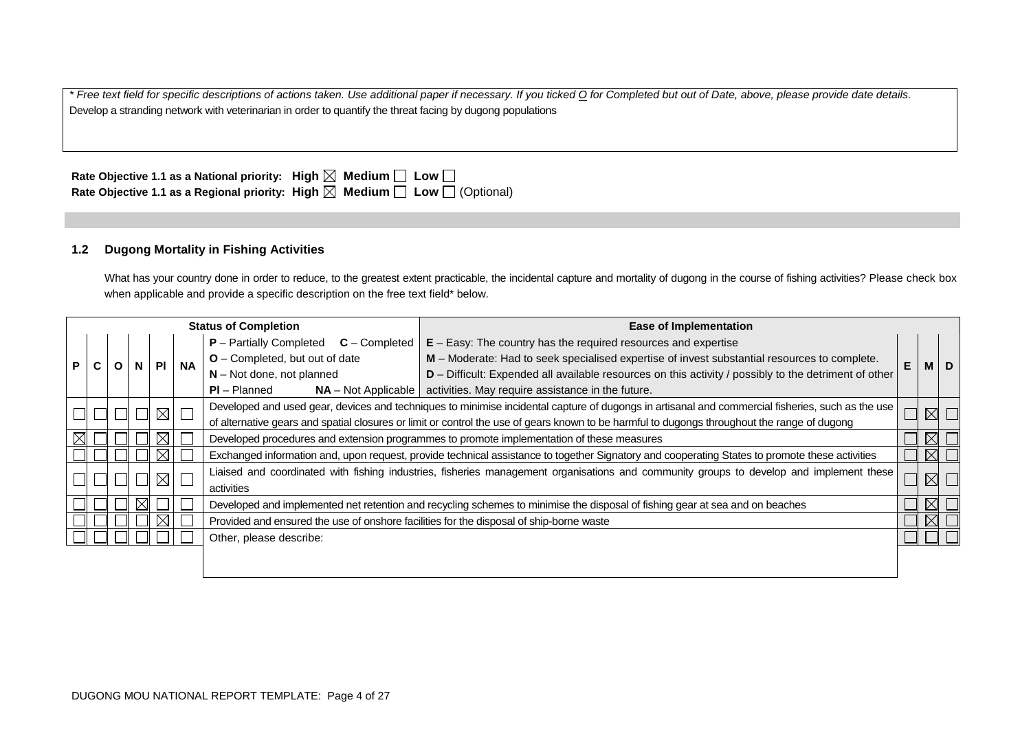*\* Free text field for specific descriptions of actions taken. Use additional paper if necessary. If you ticked O for Completed but out of Date, above, please provide date details.*

Develop a stranding network with veterinarian in order to quantify the threat facing by dugong populations

**Rate Objective 1.1 as a National priority: High** ☒ **Medium** ☐ **Low** ☐

**Rate Objective 1.1 as a Regional priority: High** ☒ **Medium** ☐ **Low** ☐ (Optional)

### 1.2 Dugong Mortality in Fishing Activities

What has your country done in order to reduce, to the greatest extent practicable, the incidental capture and mortality of dugong in the course of fishing activities? Please check box when applicable and provide a specific description on the free text field* below.

| Status of Completion | | | | | | | Ease of Implementation | | | |
|---|---|---|---|---|---|---|---|---|---|---|
| P | C | O | N | Pl | NA | **P** – Partially Completed **C** – Completed<br>**O** – Completed, but out of date<br>**N** – Not done, not planned<br>**Pl** – Planned **NA** – Not Applicable | **E** – Easy: The country has the required resources and expertise<br>**M** – Moderate: Had to seek specialised expertise of invest substantial resources to complete.<br>**D** – Difficult: Expended all available resources on this activity / possibly to the detriment of other activities. May require assistance in the future. | E | M | D |
| ☐ | ☐ | ☐ | ☐ | ☒ | ☐ | Developed and used gear, devices and techniques to minimise incidental capture of dugongs in artisanal and commercial fisheries, such as the use of alternative gears and spatial closures or limit or control the use of gears known to be harmful to dugongs throughout the range of dugong | | ☐ | ☒ | ☐ |
| ☒ | ☐ | ☐ | ☐ | ☒ | ☐ | Developed procedures and extension programmes to promote implementation of these measures | | ☐ | ☒ | ☐ |
| ☐ | ☐ | ☐ | ☐ | ☒ | ☐ | Exchanged information and, upon request, provide technical assistance to together Signatory and cooperating States to promote these activities | | ☐ | ☒ | ☐ |
| ☐ | ☐ | ☐ | ☐ | ☒ | ☐ | Liaised and coordinated with fishing industries, fisheries management organisations and community groups to develop and implement these activities | | ☐ | ☒ | ☐ |
| ☐ | ☐ | ☐ | ☒ | ☐ | ☐ | Developed and implemented net retention and recycling schemes to minimise the disposal of fishing gear at sea and on beaches | | ☐ | ☒ | ☐ |
| ☐ | ☐ | ☐ | ☐ | ☒ | ☐ | Provided and ensured the use of onshore facilities for the disposal of ship-borne waste | | ☐ | ☒ | ☐ |
| ☐ | ☐ | ☐ | ☐ | ☐ | ☐ | Other, please describe: | | ☐ | ☐ | ☐ |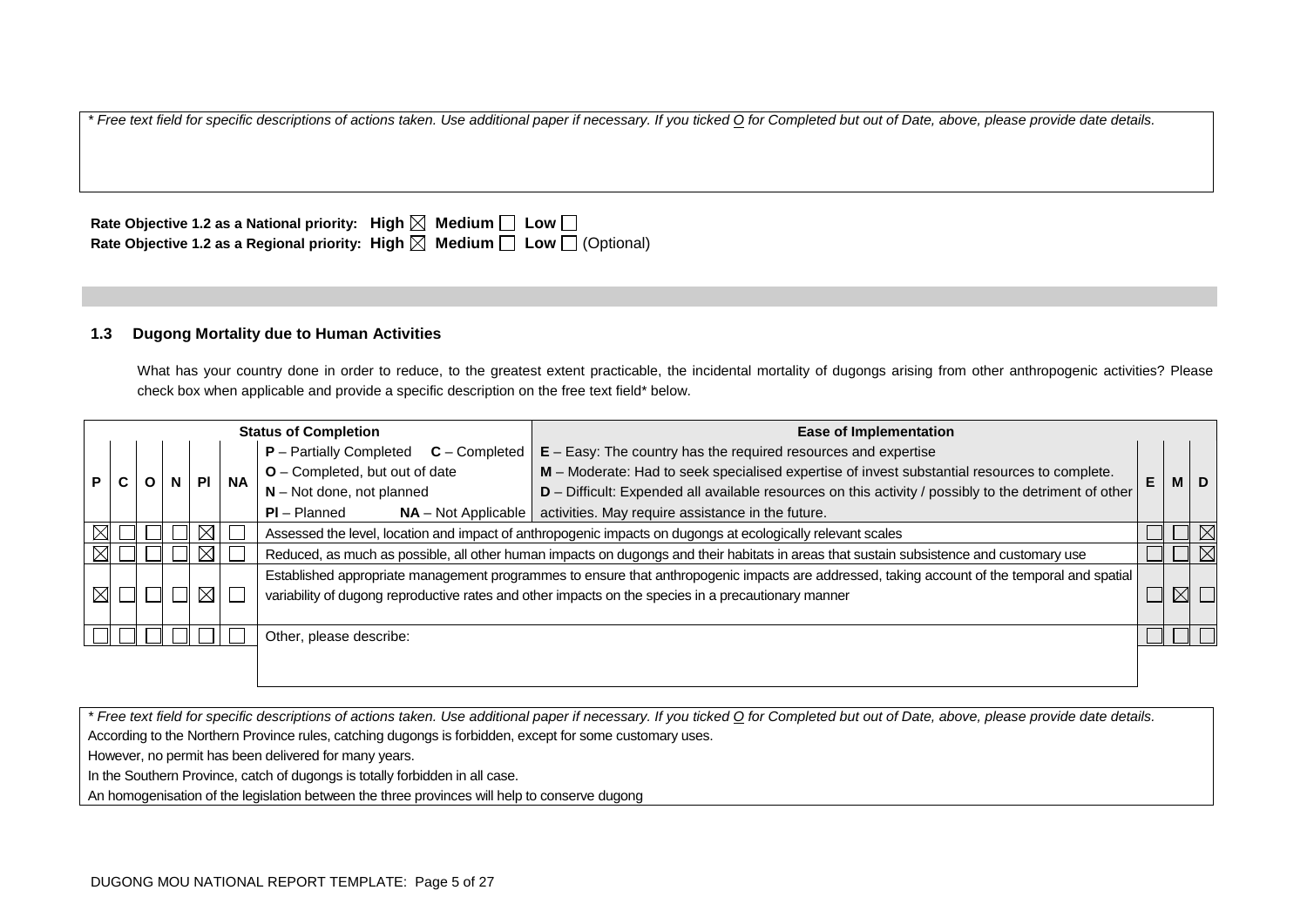*\* Free text field for specific descriptions of actions taken. Use additional paper if necessary. If you ticked O for Completed but out of Date, above, please provide date details.*

**Rate Objective 1.2 as a National priority: High ☒ Medium ☐ Low ☐**
**Rate Objective 1.2 as a Regional priority: High ☒ Medium ☐ Low ☐** (Optional)

### 1.3 Dugong Mortality due to Human Activities

What has your country done in order to reduce, to the greatest extent practicable, the incidental mortality of dugongs arising from other anthropogenic activities? Please check box when applicable and provide a specific description on the free text field* below.

| P | C | O | N | Pl | NA | Status of Completion / Ease of Implementation | E | M | D |
|---|---|---|---|---|---|---|---|---|---|
| | | | | | | **Status of Completion:** **P** – Partially Completed; **C** – Completed; **O** – Completed, but out of date; **N** – Not done, not planned; **Pl** – Planned; **NA** – Not Applicable. **Ease of Implementation:** **E** – Easy: The country has the required resources and expertise; **M** – Moderate: Had to seek specialised expertise of invest substantial resources to complete; **D** – Difficult: Expended all available resources on this activity / possibly to the detriment of other activities. May require assistance in the future. | | | |
| ☒ | ☐ | ☐ | ☐ | ☒ | ☐ | Assessed the level, location and impact of anthropogenic impacts on dugongs at ecologically relevant scales | ☐ | ☐ | ☒ |
| ☒ | ☐ | ☐ | ☐ | ☒ | ☐ | Reduced, as much as possible, all other human impacts on dugongs and their habitats in areas that sustain subsistence and customary use | ☐ | ☐ | ☒ |
| ☒ | ☐ | ☐ | ☐ | ☒ | ☐ | Established appropriate management programmes to ensure that anthropogenic impacts are addressed, taking account of the temporal and spatial variability of dugong reproductive rates and other impacts on the species in a precautionary manner | ☐ | ☒ | ☐ |
| ☐ | ☐ | ☐ | ☐ | ☐ | ☐ | Other, please describe: | ☐ | ☐ | ☐ |

*\* Free text field for specific descriptions of actions taken. Use additional paper if necessary. If you ticked O for Completed but out of Date, above, please provide date details.*

According to the Northern Province rules, catching dugongs is forbidden, except for some customary uses.
However, no permit has been delivered for many years.
In the Southern Province, catch of dugongs is totally forbidden in all case.
An homogenisation of the legislation between the three provinces will help to conserve dugong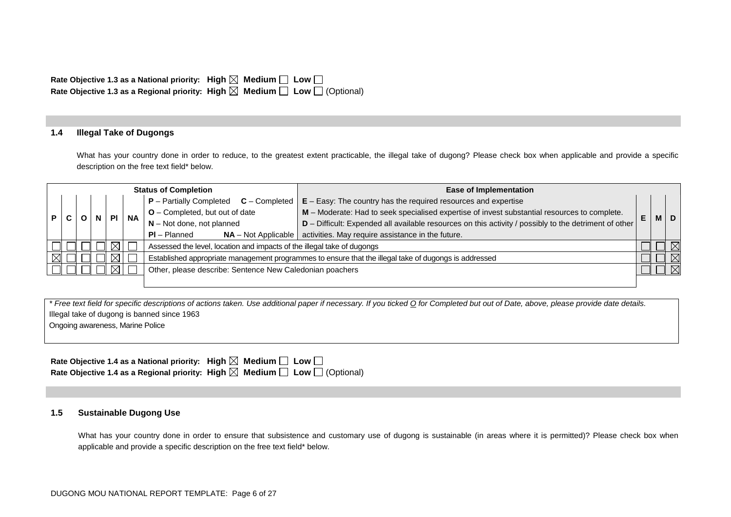**Rate Objective 1.3 as a National priority: High ☒ Medium ☐ Low ☐**
**Rate Objective 1.3 as a Regional priority: High ☒ Medium ☐ Low ☐** (Optional)

### 1.4 Illegal Take of Dugongs

What has your country done in order to reduce, to the greatest extent practicable, the illegal take of dugong? Please check box when applicable and provide a specific description on the free text field* below.

| Status of Completion | | | | | | | Ease of Implementation | | |
|---|---|---|---|---|---|---|---|---|---|
| | | | | | | **P** – Partially Completed **C** – Completed<br>**O** – Completed, but out of date<br>**N** – Not done, not planned<br>**Pl** – Planned **NA** – Not Applicable | **E** – Easy: The country has the required resources and expertise<br>**M** – Moderate: Had to seek specialised expertise of invest substantial resources to complete.<br>**D** – Difficult: Expended all available resources on this activity / possibly to the detriment of other activities. May require assistance in the future. | | |
| **P** | **C** | **O** | **N** | **Pl** | **NA** | | **E** | **M** | **D** |
| ☐ | ☐ | ☐ | ☐ | ☒ | ☐ | Assessed the level, location and impacts of the illegal take of dugongs | ☐ | ☐ | ☒ |
| ☒ | ☐ | ☐ | ☐ | ☒ | ☐ | Established appropriate management programmes to ensure that the illegal take of dugongs is addressed | ☐ | ☐ | ☒ |
| ☐ | ☐ | ☐ | ☐ | ☒ | ☐ | Other, please describe: Sentence New Caledonian poachers | ☐ | ☐ | ☒ |

*\* Free text field for specific descriptions of actions taken. Use additional paper if necessary. If you ticked O for Completed but out of Date, above, please provide date details.*

Illegal take of dugong is banned since 1963
Ongoing awareness, Marine Police

**Rate Objective 1.4 as a National priority: High ☒ Medium ☐ Low ☐**
**Rate Objective 1.4 as a Regional priority: High ☒ Medium ☐ Low ☐** (Optional)

### 1.5 Sustainable Dugong Use

What has your country done in order to ensure that subsistence and customary use of dugong is sustainable (in areas where it is permitted)? Please check box when applicable and provide a specific description on the free text field* below.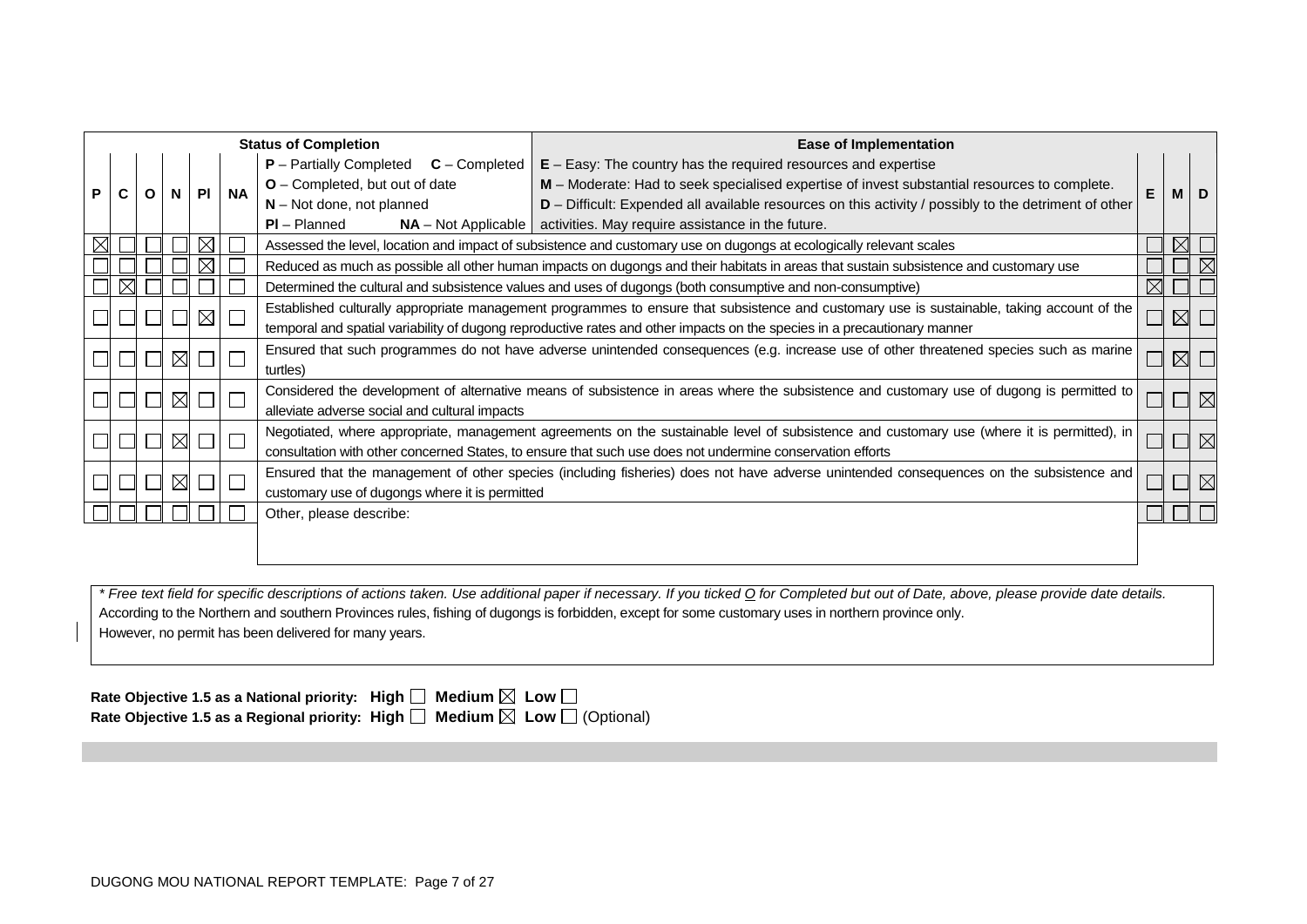| Status of Completion | | | | | | | | | |
|---|---|---|---|---|---|---|---|---|---|
| **P** – Partially Completed **C** – Completed<br>**O** – Completed, but out of date<br>**N** – Not done, not planned<br>**Pl** – Planned **NA** – Not Applicable | | | | | | **Ease of Implementation**<br>**E** – Easy: The country has the required resources and expertise<br>**M** – Moderate: Had to seek specialised expertise of invest substantial resources to complete.<br>**D** – Difficult: Expended all available resources on this activity / possibly to the detriment of other activities. May require assistance in the future. | | | |
| **P** | **C** | **O** | **N** | **Pl** | **NA** | | **E** | **M** | **D** |
| ☒ | ☐ | ☐ | ☐ | ☒ | ☐ | Assessed the level, location and impact of subsistence and customary use on dugongs at ecologically relevant scales | ☐ | ☒ | ☐ |
| ☐ | ☐ | ☐ | ☐ | ☒ | ☐ | Reduced as much as possible all other human impacts on dugongs and their habitats in areas that sustain subsistence and customary use | ☐ | ☐ | ☒ |
| ☐ | ☒ | ☐ | ☐ | ☐ | ☐ | Determined the cultural and subsistence values and uses of dugongs (both consumptive and non-consumptive) | ☒ | ☐ | ☐ |
| ☐ | ☐ | ☐ | ☐ | ☒ | ☐ | Established culturally appropriate management programmes to ensure that subsistence and customary use is sustainable, taking account of the temporal and spatial variability of dugong reproductive rates and other impacts on the species in a precautionary manner | ☐ | ☒ | ☐ |
| ☐ | ☐ | ☐ | ☒ | ☐ | ☐ | Ensured that such programmes do not have adverse unintended consequences (e.g. increase use of other threatened species such as marine turtles) | ☐ | ☒ | ☐ |
| ☐ | ☐ | ☐ | ☒ | ☐ | ☐ | Considered the development of alternative means of subsistence in areas where the subsistence and customary use of dugong is permitted to alleviate adverse social and cultural impacts | ☐ | ☐ | ☒ |
| ☐ | ☐ | ☐ | ☒ | ☐ | ☐ | Negotiated, where appropriate, management agreements on the sustainable level of subsistence and customary use (where it is permitted), in consultation with other concerned States, to ensure that such use does not undermine conservation efforts | ☐ | ☐ | ☒ |
| ☐ | ☐ | ☐ | ☒ | ☐ | ☐ | Ensured that the management of other species (including fisheries) does not have adverse unintended consequences on the subsistence and customary use of dugongs where it is permitted | ☐ | ☐ | ☒ |
| ☐ | ☐ | ☐ | ☐ | ☐ | ☐ | Other, please describe: | ☐ | ☐ | ☐ |

*\* Free text field for specific descriptions of actions taken. Use additional paper if necessary. If you ticked O for Completed but out of Date, above, please provide date details.*

According to the Northern and southern Provinces rules, fishing of dugongs is forbidden, except for some customary uses in northern province only.

However, no permit has been delivered for many years.

**Rate Objective 1.5 as a National priority: High** ☐ **Medium** ☒ **Low** ☐

**Rate Objective 1.5 as a Regional priority: High** ☐ **Medium** ☒ **Low** ☐ (Optional)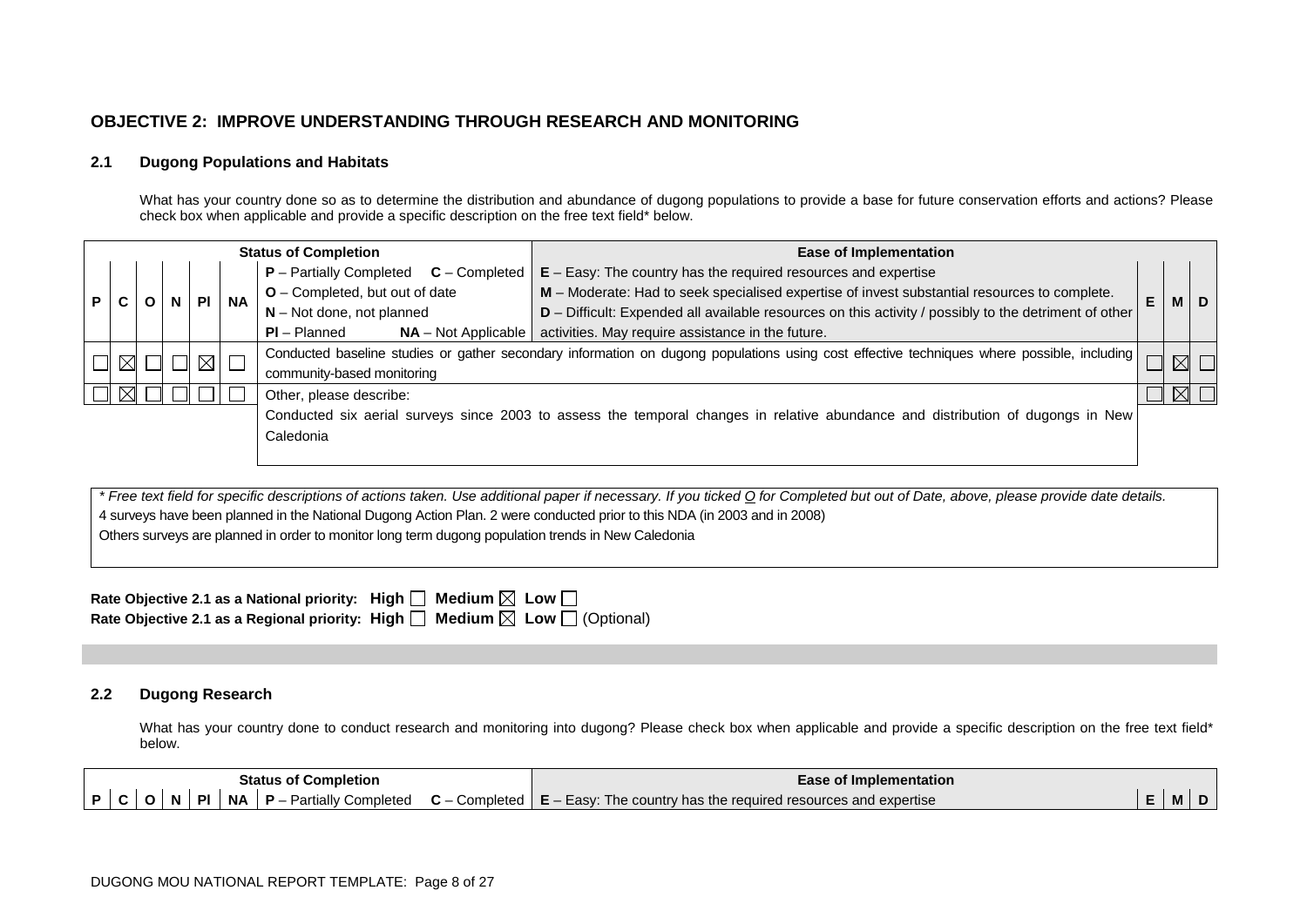## OBJECTIVE 2: IMPROVE UNDERSTANDING THROUGH RESEARCH AND MONITORING

### 2.1 Dugong Populations and Habitats

What has your country done so as to determine the distribution and abundance of dugong populations to provide a base for future conservation efforts and actions? Please check box when applicable and provide a specific description on the free text field* below.

| Status of Completion | | | | | | | Ease of Implementation | | | |
|---|---|---|---|---|---|---|---|---|---|---|
| P | C | O | N | Pl | NA | **P** – Partially Completed **C** – Completed<br>**O** – Completed, but out of date<br>**N** – Not done, not planned<br>**Pl** – Planned **NA** – Not Applicable | **E** – Easy: The country has the required resources and expertise<br>**M** – Moderate: Had to seek specialised expertise of invest substantial resources to complete.<br>**D** – Difficult: Expended all available resources on this activity / possibly to the detriment of other activities. May require assistance in the future. | E | M | D |
| ☐ | ☒ | ☐ | ☐ | ☒ | ☐ | Conducted baseline studies or gather secondary information on dugong populations using cost effective techniques where possible, including community-based monitoring | | ☐ | ☒ | ☐ |
| ☐ | ☒ | ☐ | ☐ | ☐ | ☐ | Other, please describe:<br>Conducted six aerial surveys since 2003 to assess the temporal changes in relative abundance and distribution of dugongs in New Caledonia | | ☐ | ☒ | ☐ |

*\* Free text field for specific descriptions of actions taken. Use additional paper if necessary. If you ticked O for Completed but out of Date, above, please provide date details.*

4 surveys have been planned in the National Dugong Action Plan. 2 were conducted prior to this NDA (in 2003 and in 2008)

Others surveys are planned in order to monitor long term dugong population trends in New Caledonia

**Rate Objective 2.1 as a National priority: High ☐ Medium ☒ Low ☐**
**Rate Objective 2.1 as a Regional priority: High ☐ Medium ☒ Low ☐** (Optional)

### 2.2 Dugong Research

What has your country done to conduct research and monitoring into dugong? Please check box when applicable and provide a specific description on the free text field* below.

| Status of Completion | | | | | | | Ease of Implementation | | | |
|---|---|---|---|---|---|---|---|---|---|---|
| P | C | O | N | Pl | NA | **P** – Partially Completed **C** – Completed | **E** – Easy: The country has the required resources and expertise | E | M | D |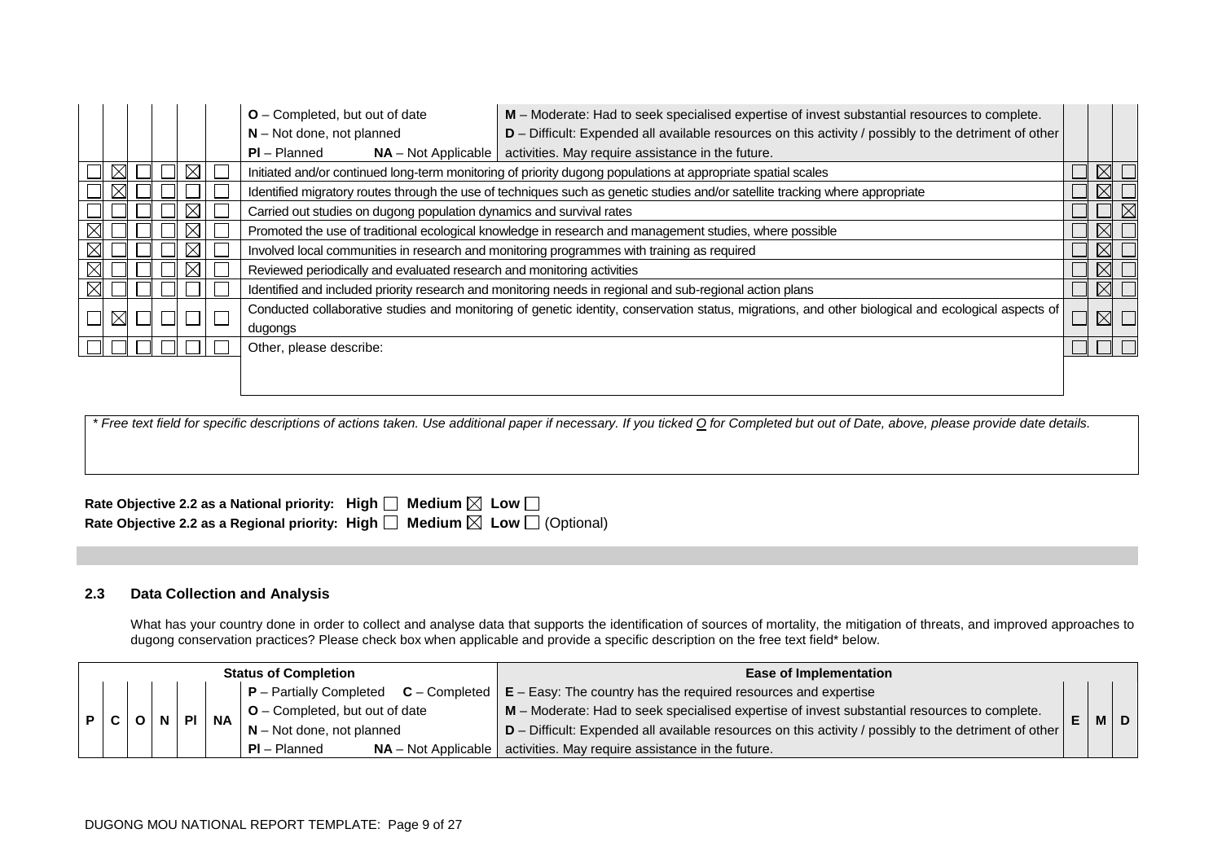| P | C | O | N | Pl | NA | Status of Completion | Ease of Implementation | E | M | D |
|---|---|---|---|---|---|---|---|---|---|---|
| | | | | | | **O** – Completed, but out of date<br>**N** – Not done, not planned<br>**Pl** – Planned **NA** – Not Applicable | **M** – Moderate: Had to seek specialised expertise of invest substantial resources to complete.<br>**D** – Difficult: Expended all available resources on this activity / possibly to the detriment of other activities. May require assistance in the future. | | | |
| ☐ | ☒ | ☐ | ☐ | ☒ | ☐ | Initiated and/or continued long-term monitoring of priority dugong populations at appropriate spatial scales | | ☐ | ☒ | ☐ |
| ☐ | ☒ | ☐ | ☐ | ☐ | ☐ | Identified migratory routes through the use of techniques such as genetic studies and/or satellite tracking where appropriate | | ☐ | ☒ | ☐ |
| ☐ | ☐ | ☐ | ☐ | ☒ | ☐ | Carried out studies on dugong population dynamics and survival rates | | ☐ | ☐ | ☒ |
| ☒ | ☐ | ☐ | ☐ | ☒ | ☐ | Promoted the use of traditional ecological knowledge in research and management studies, where possible | | ☐ | ☒ | ☐ |
| ☒ | ☐ | ☐ | ☐ | ☒ | ☐ | Involved local communities in research and monitoring programmes with training as required | | ☐ | ☒ | ☐ |
| ☒ | ☐ | ☐ | ☐ | ☒ | ☐ | Reviewed periodically and evaluated research and monitoring activities | | ☐ | ☒ | ☐ |
| ☒ | ☐ | ☐ | ☐ | ☐ | ☐ | Identified and included priority research and monitoring needs in regional and sub-regional action plans | | ☐ | ☒ | ☐ |
| ☐ | ☒ | ☐ | ☐ | ☐ | ☐ | Conducted collaborative studies and monitoring of genetic identity, conservation status, migrations, and other biological and ecological aspects of dugongs | | ☐ | ☒ | ☐ |
| ☐ | ☐ | ☐ | ☐ | ☐ | ☐ | Other, please describe: | | ☐ | ☐ | ☐ |

*\* Free text field for specific descriptions of actions taken. Use additional paper if necessary. If you ticked O for Completed but out of Date, above, please provide date details.*

**Rate Objective 2.2 as a National priority: High ☐ Medium ☒ Low ☐**

**Rate Objective 2.2 as a Regional priority: High ☐ Medium ☒ Low ☐** (Optional)

## 2.3 Data Collection and Analysis

What has your country done in order to collect and analyse data that supports the identification of sources of mortality, the mitigation of threats, and improved approaches to dugong conservation practices? Please check box when applicable and provide a specific description on the free text field* below.

| P | C | O | N | Pl | NA | Status of Completion | Ease of Implementation | E | M | D |
|---|---|---|---|---|---|---|---|---|---|---|
| | | | | | | **P** – Partially Completed **C** – Completed<br>**O** – Completed, but out of date<br>**N** – Not done, not planned<br>**Pl** – Planned **NA** – Not Applicable | **E** – Easy: The country has the required resources and expertise<br>**M** – Moderate: Had to seek specialised expertise of invest substantial resources to complete.<br>**D** – Difficult: Expended all available resources on this activity / possibly to the detriment of other activities. May require assistance in the future. | | | |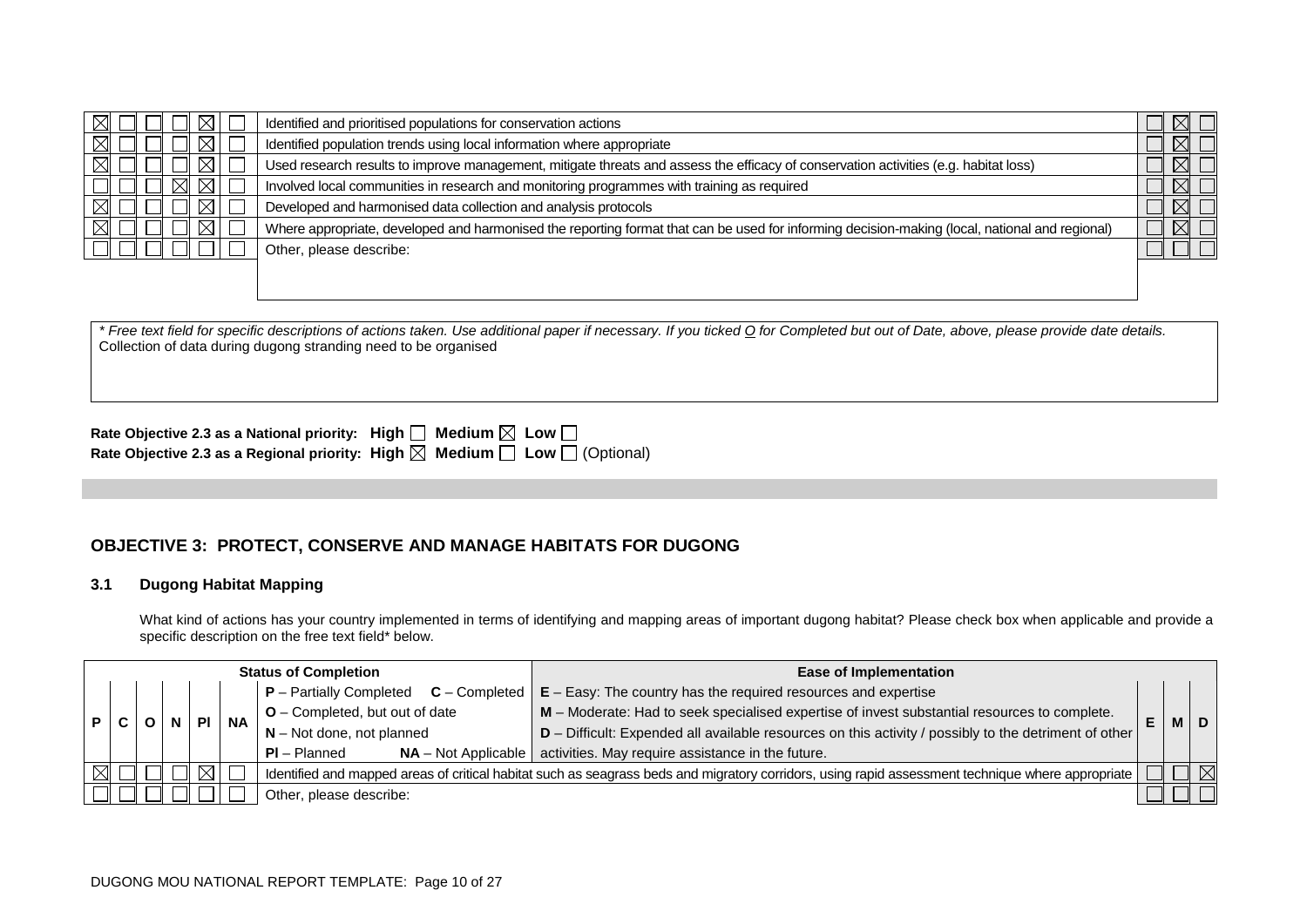| P | C | O | N | Pl | NA | Action | E | M | D |
|---|---|---|---|---|---|---|---|---|---|
| ☒ | ☐ | ☐ | ☐ | ☒ | ☐ | Identified and prioritised populations for conservation actions | ☐ | ☒ | ☐ |
| ☒ | ☐ | ☐ | ☐ | ☒ | ☐ | Identified population trends using local information where appropriate | ☐ | ☒ | ☐ |
| ☒ | ☐ | ☐ | ☐ | ☒ | ☐ | Used research results to improve management, mitigate threats and assess the efficacy of conservation activities (e.g. habitat loss) | ☐ | ☒ | ☐ |
| ☐ | ☐ | ☐ | ☒ | ☒ | ☐ | Involved local communities in research and monitoring programmes with training as required | ☐ | ☒ | ☐ |
| ☒ | ☐ | ☐ | ☐ | ☒ | ☐ | Developed and harmonised data collection and analysis protocols | ☐ | ☒ | ☐ |
| ☒ | ☐ | ☐ | ☐ | ☒ | ☐ | Where appropriate, developed and harmonised the reporting format that can be used for informing decision-making (local, national and regional) | ☐ | ☒ | ☐ |
| ☐ | ☐ | ☐ | ☐ | ☐ | ☐ | Other, please describe: | ☐ | ☐ | ☐ |

*\* Free text field for specific descriptions of actions taken. Use additional paper if necessary. If you ticked O for Completed but out of Date, above, please provide date details.*
Collection of data during dugong stranding need to be organised

**Rate Objective 2.3 as a National priority: High ☐ Medium ☒ Low ☐**
**Rate Objective 2.3 as a Regional priority: High ☒ Medium ☐ Low ☐** (Optional)

## OBJECTIVE 3: PROTECT, CONSERVE AND MANAGE HABITATS FOR DUGONG

### 3.1 Dugong Habitat Mapping

What kind of actions has your country implemented in terms of identifying and mapping areas of important dugong habitat? Please check box when applicable and provide a specific description on the free text field* below.

| P | C | O | N | Pl | NA | Status of Completion | Ease of Implementation | E | M | D |
|---|---|---|---|---|---|---|---|---|---|---|
| | | | | | | **P** – Partially Completed **C** – Completed<br>**O** – Completed, but out of date<br>**N** – Not done, not planned<br>**Pl** – Planned **NA** – Not Applicable | **E** – Easy: The country has the required resources and expertise<br>**M** – Moderate: Had to seek specialised expertise of invest substantial resources to complete.<br>**D** – Difficult: Expended all available resources on this activity / possibly to the detriment of other activities. May require assistance in the future. | | | |
| ☒ | ☐ | ☐ | ☐ | ☒ | ☐ | Identified and mapped areas of critical habitat such as seagrass beds and migratory corridors, using rapid assessment technique where appropriate | | ☐ | ☐ | ☒ |
| ☐ | ☐ | ☐ | ☐ | ☐ | ☐ | Other, please describe: | | ☐ | ☐ | ☐ |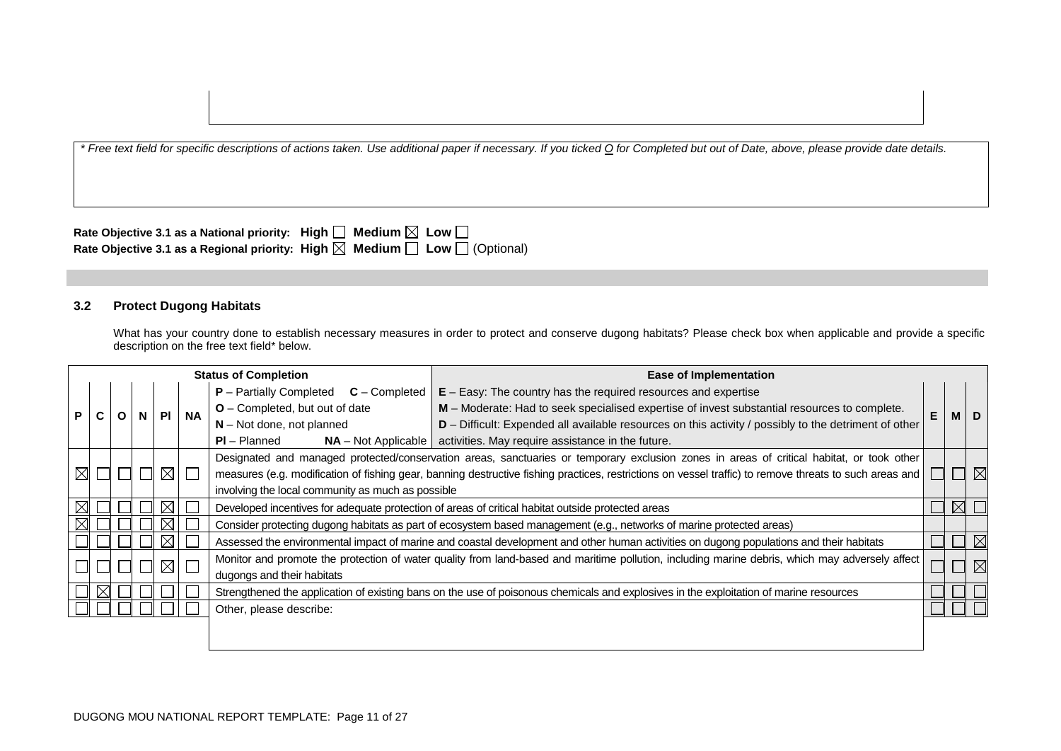* Free text field for specific descriptions of actions taken. Use additional paper if necessary. If you ticked O for Completed but out of Date, above, please provide date details.

**Rate Objective 3.1 as a National priority: High ☐ Medium ☒ Low ☐**
**Rate Objective 3.1 as a Regional priority: High ☒ Medium ☐ Low ☐** (Optional)

### 3.2 Protect Dugong Habitats

What has your country done to establish necessary measures in order to protect and conserve dugong habitats? Please check box when applicable and provide a specific description on the free text field* below.

| Status of Completion | | | | | | | Ease of Implementation | | | |
|---|---|---|---|---|---|---|---|---|---|---|
| | | | | | | **P** – Partially Completed **C** – Completed<br>**O** – Completed, but out of date<br>**N** – Not done, not planned<br>**Pl** – Planned **NA** – Not Applicable | **E** – Easy: The country has the required resources and expertise<br>**M** – Moderate: Had to seek specialised expertise of invest substantial resources to complete.<br>**D** – Difficult: Expended all available resources on this activity / possibly to the detriment of other activities. May require assistance in the future. | | | |
| **P** | **C** | **O** | **N** | **Pl** | **NA** | | | **E** | **M** | **D** |
| ☒ | ☐ | ☐ | ☐ | ☒ | ☐ | Designated and managed protected/conservation areas, sanctuaries or temporary exclusion zones in areas of critical habitat, or took other measures (e.g. modification of fishing gear, banning destructive fishing practices, restrictions on vessel traffic) to remove threats to such areas and involving the local community as much as possible | | ☐ | ☐ | ☒ |
| ☒ | ☐ | ☐ | ☐ | ☒ | ☐ | Developed incentives for adequate protection of areas of critical habitat outside protected areas | | ☐ | ☒ | ☐ |
| ☒ | ☐ | ☐ | ☐ | ☒ | ☐ | Consider protecting dugong habitats as part of ecosystem based management (e.g., networks of marine protected areas) | | | | |
| ☐ | ☐ | ☐ | ☐ | ☒ | ☐ | Assessed the environmental impact of marine and coastal development and other human activities on dugong populations and their habitats | | ☐ | ☐ | ☒ |
| ☐ | ☐ | ☐ | ☐ | ☒ | ☐ | Monitor and promote the protection of water quality from land-based and maritime pollution, including marine debris, which may adversely affect dugongs and their habitats | | ☐ | ☐ | ☒ |
| ☐ | ☒ | ☐ | ☐ | ☐ | ☐ | Strengthened the application of existing bans on the use of poisonous chemicals and explosives in the exploitation of marine resources | | ☐ | ☐ | ☐ |
| ☐ | ☐ | ☐ | ☐ | ☐ | ☐ | Other, please describe: | | ☐ | ☐ | ☐ |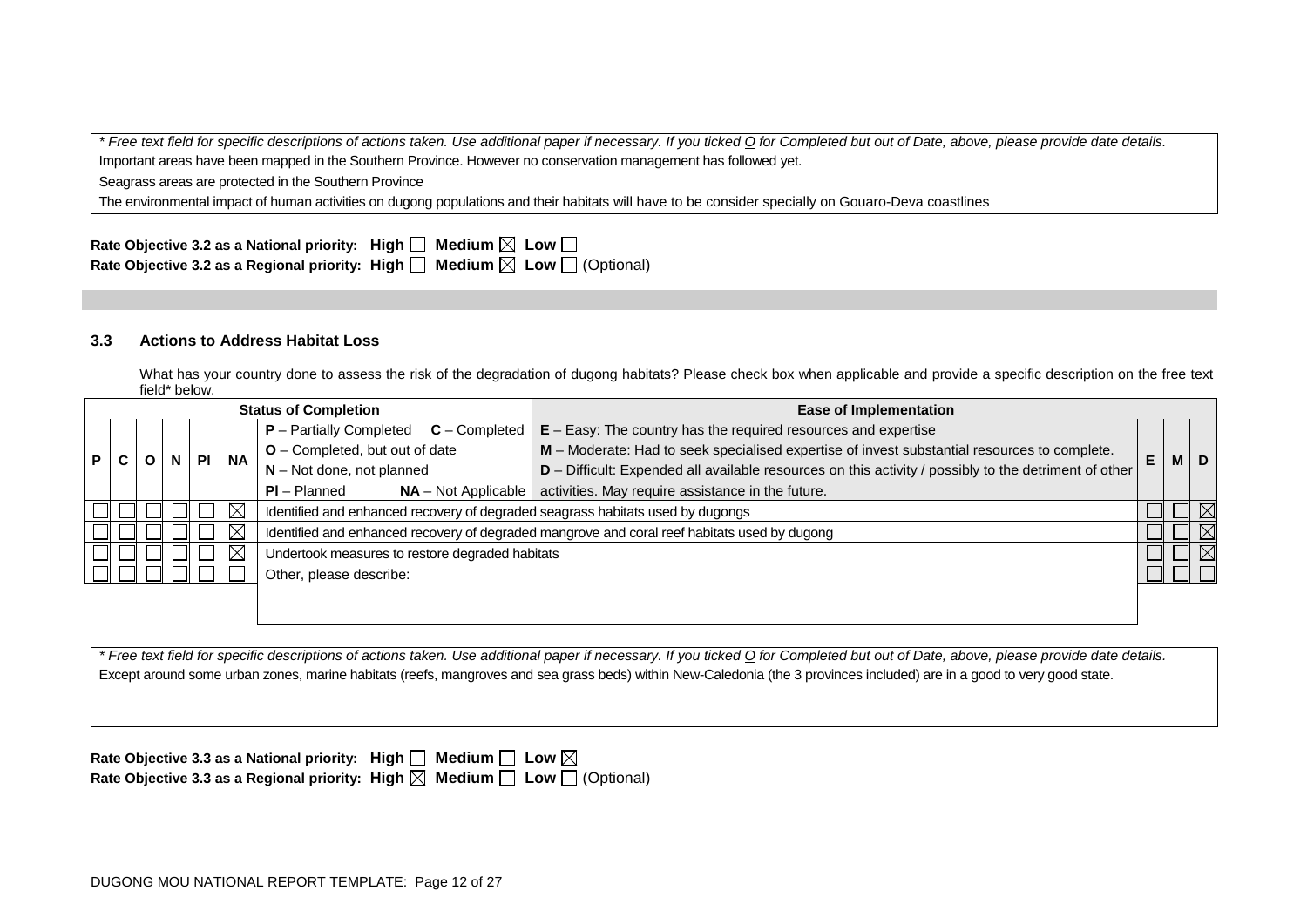*\* Free text field for specific descriptions of actions taken. Use additional paper if necessary. If you ticked O for Completed but out of Date, above, please provide date details.*

Important areas have been mapped in the Southern Province. However no conservation management has followed yet.

Seagrass areas are protected in the Southern Province

The environmental impact of human activities on dugong populations and their habitats will have to be consider specially on Gouaro-Deva coastlines

**Rate Objective 3.2 as a National priority: High ☐ Medium ☒ Low ☐**

**Rate Objective 3.2 as a Regional priority: High ☐ Medium ☒ Low ☐** (Optional)

### 3.3 Actions to Address Habitat Loss

What has your country done to assess the risk of the degradation of dugong habitats? Please check box when applicable and provide a specific description on the free text field* below.

| P | C | O | N | Pl | NA | Status of Completion / Ease of Implementation | E | M | D |
|---|---|---|---|---|---|---|---|---|---|
| | | | | | | **P** – Partially Completed **C** – Completed; **O** – Completed, but out of date; **N** – Not done, not planned; **Pl** – Planned **NA** – Not Applicable. **E** – Easy: The country has the required resources and expertise; **M** – Moderate: Had to seek specialised expertise of invest substantial resources to complete; **D** – Difficult: Expended all available resources on this activity / possibly to the detriment of other activities. May require assistance in the future. | | | |
| ☐ | ☐ | ☐ | ☐ | ☐ | ☒ | Identified and enhanced recovery of degraded seagrass habitats used by dugongs | ☐ | ☐ | ☒ |
| ☐ | ☐ | ☐ | ☐ | ☐ | ☒ | Identified and enhanced recovery of degraded mangrove and coral reef habitats used by dugong | ☐ | ☐ | ☒ |
| ☐ | ☐ | ☐ | ☐ | ☐ | ☒ | Undertook measures to restore degraded habitats | ☐ | ☐ | ☒ |
| ☐ | ☐ | ☐ | ☐ | ☐ | ☐ | Other, please describe: | ☐ | ☐ | ☐ |

*\* Free text field for specific descriptions of actions taken. Use additional paper if necessary. If you ticked O for Completed but out of Date, above, please provide date details.*

Except around some urban zones, marine habitats (reefs, mangroves and sea grass beds) within New-Caledonia (the 3 provinces included) are in a good to very good state.

**Rate Objective 3.3 as a National priority: High ☐ Medium ☐ Low ☒**

**Rate Objective 3.3 as a Regional priority: High ☒ Medium ☐ Low ☐** (Optional)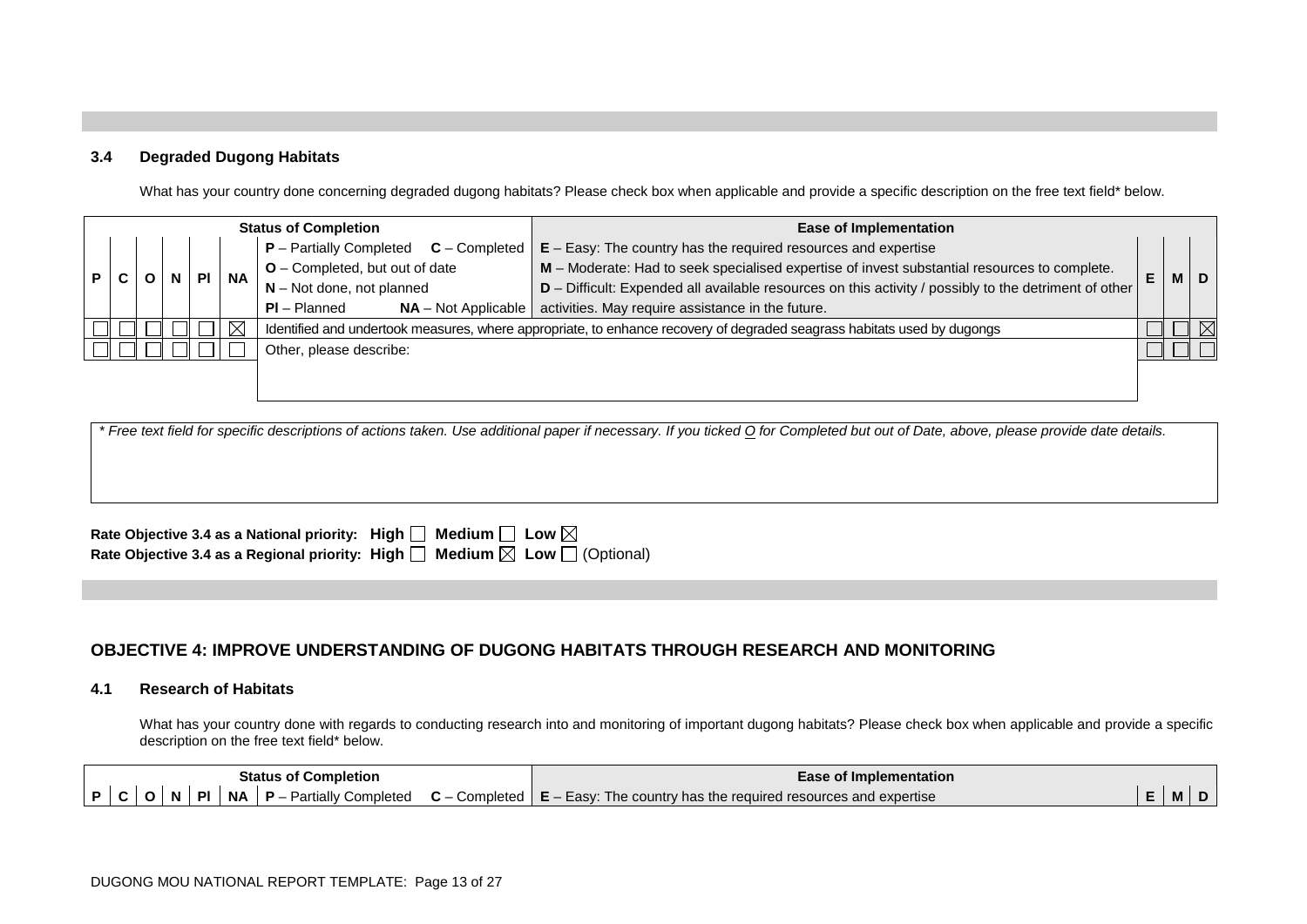### 3.4 Degraded Dugong Habitats

What has your country done concerning degraded dugong habitats? Please check box when applicable and provide a specific description on the free text field* below.

| P | C | O | N | Pl | NA | Status of Completion / Ease of Implementation | E | M | D |
|---|---|---|---|---|---|---|---|---|---|
| | | | | | | **P** – Partially Completed **C** – Completed **O** – Completed, but out of date **N** – Not done, not planned **Pl** – Planned **NA** – Not Applicable / **E** – Easy: The country has the required resources and expertise **M** – Moderate: Had to seek specialised expertise of invest substantial resources to complete. **D** – Difficult: Expended all available resources on this activity / possibly to the detriment of other activities. May require assistance in the future. | | | |
| ☐ | ☐ | ☐ | ☐ | ☐ | ☒ | Identified and undertook measures, where appropriate, to enhance recovery of degraded seagrass habitats used by dugongs | ☐ | ☐ | ☒ |
| ☐ | ☐ | ☐ | ☐ | ☐ | ☐ | Other, please describe: | ☐ | ☐ | ☐ |

*\* Free text field for specific descriptions of actions taken. Use additional paper if necessary. If you ticked O for Completed but out of Date, above, please provide date details.*

**Rate Objective 3.4 as a National priority: High** ☐ **Medium** ☐ **Low** ☒

**Rate Objective 3.4 as a Regional priority: High** ☐ **Medium** ☒ **Low** ☐ (Optional)

## OBJECTIVE 4: IMPROVE UNDERSTANDING OF DUGONG HABITATS THROUGH RESEARCH AND MONITORING

### 4.1 Research of Habitats

What has your country done with regards to conducting research into and monitoring of important dugong habitats? Please check box when applicable and provide a specific description on the free text field* below.

| P | C | O | N | Pl | NA | Status of Completion / Ease of Implementation | E | M | D |
|---|---|---|---|---|---|---|---|---|---|
| | | | | | | **P** – Partially Completed **C** – Completed / **E** – Easy: The country has the required resources and expertise | | | |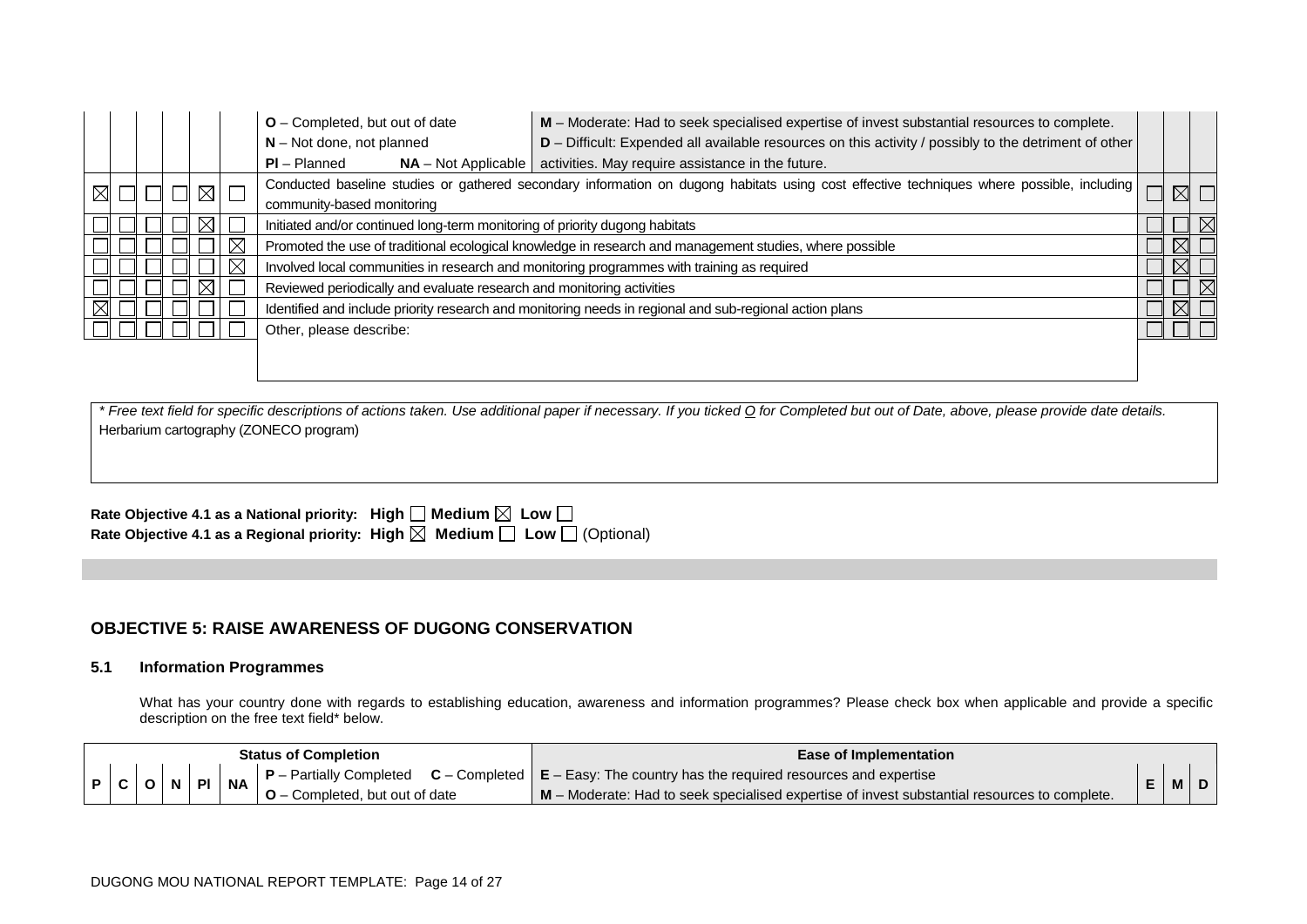| P | C | O | N | Pl | NA | Status of Completion / Activity | | E | M | D |
|---|---|---|---|---|---|---|---|---|---|---|
| | | | | | | **O** – Completed, but out of date<br>**N** – Not done, not planned<br>**Pl** – Planned **NA** – Not Applicable | **M** – Moderate: Had to seek specialised expertise of invest substantial resources to complete.<br>**D** – Difficult: Expended all available resources on this activity / possibly to the detriment of other activities. May require assistance in the future. | | | |
| ☒ | ☐ | ☐ | ☐ | ☒ | ☐ | Conducted baseline studies or gathered secondary information on dugong habitats using cost effective techniques where possible, including community-based monitoring | | ☐ | ☒ | ☐ |
| ☐ | ☐ | ☐ | ☐ | ☒ | ☐ | Initiated and/or continued long-term monitoring of priority dugong habitats | | ☐ | ☐ | ☒ |
| ☐ | ☐ | ☐ | ☐ | ☐ | ☒ | Promoted the use of traditional ecological knowledge in research and management studies, where possible | | ☐ | ☒ | ☐ |
| ☐ | ☐ | ☐ | ☐ | ☐ | ☒ | Involved local communities in research and monitoring programmes with training as required | | ☐ | ☒ | ☐ |
| ☐ | ☐ | ☐ | ☐ | ☒ | ☐ | Reviewed periodically and evaluate research and monitoring activities | | ☐ | ☐ | ☒ |
| ☒ | ☐ | ☐ | ☐ | ☐ | ☐ | Identified and include priority research and monitoring needs in regional and sub-regional action plans | | ☐ | ☒ | ☐ |
| ☐ | ☐ | ☐ | ☐ | ☐ | ☐ | Other, please describe: | | ☐ | ☐ | ☐ |

*\* Free text field for specific descriptions of actions taken. Use additional paper if necessary. If you ticked O for Completed but out of Date, above, please provide date details.*

Herbarium cartography (ZONECO program)

**Rate Objective 4.1 as a National priority: High ☐ Medium ☒ Low ☐**
**Rate Objective 4.1 as a Regional priority: High ☒ Medium ☐ Low ☐** (Optional)

## OBJECTIVE 5: RAISE AWARENESS OF DUGONG CONSERVATION

### 5.1 Information Programmes

What has your country done with regards to establishing education, awareness and information programmes? Please check box when applicable and provide a specific description on the free text field* below.

| P | C | O | N | Pl | NA | Status of Completion | Ease of Implementation | E | M | D |
|---|---|---|---|---|---|---|---|---|---|---|
| | | | | | | **P** – Partially Completed **C** – Completed<br>**O** – Completed, but out of date | **E** – Easy: The country has the required resources and expertise<br>**M** – Moderate: Had to seek specialised expertise of invest substantial resources to complete. | | | |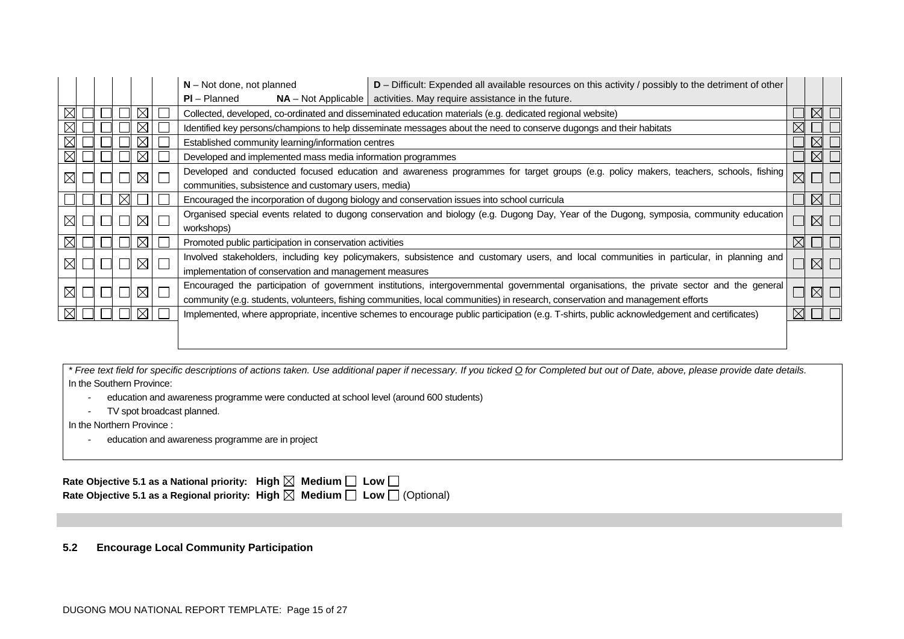| | | | | | | Activity | | | |
|---|---|---|---|---|---|---|---|---|---|
| | | | | | | **N** – Not done, not planned **D** – Difficult: Expended all available resources on this activity / possibly to the detriment of other activities. May require assistance in the future. **Pl** – Planned **NA** – Not Applicable | | | |
| ☒ | ☐ | ☐ | ☐ | ☒ | ☐ | Collected, developed, co-ordinated and disseminated education materials (e.g. dedicated regional website) | ☐ | ☒ | ☐ |
| ☒ | ☐ | ☐ | ☐ | ☒ | ☐ | Identified key persons/champions to help disseminate messages about the need to conserve dugongs and their habitats | ☒ | ☐ | ☐ |
| ☒ | ☐ | ☐ | ☐ | ☒ | ☐ | Established community learning/information centres | ☐ | ☒ | ☐ |
| ☒ | ☐ | ☐ | ☐ | ☒ | ☐ | Developed and implemented mass media information programmes | ☐ | ☒ | ☐ |
| ☒ | ☐ | ☐ | ☐ | ☒ | ☐ | Developed and conducted focused education and awareness programmes for target groups (e.g. policy makers, teachers, schools, fishing communities, subsistence and customary users, media) | ☒ | ☐ | ☐ |
| ☐ | ☐ | ☐ | ☒ | ☐ | ☐ | Encouraged the incorporation of dugong biology and conservation issues into school curricula | ☐ | ☒ | ☐ |
| ☒ | ☐ | ☐ | ☐ | ☒ | ☐ | Organised special events related to dugong conservation and biology (e.g. Dugong Day, Year of the Dugong, symposia, community education workshops) | ☐ | ☒ | ☐ |
| ☒ | ☐ | ☐ | ☐ | ☒ | ☐ | Promoted public participation in conservation activities | ☒ | ☐ | ☐ |
| ☒ | ☐ | ☐ | ☐ | ☒ | ☐ | Involved stakeholders, including key policymakers, subsistence and customary users, and local communities in particular, in planning and implementation of conservation and management measures | ☐ | ☒ | ☐ |
| ☒ | ☐ | ☐ | ☐ | ☒ | ☐ | Encouraged the participation of government institutions, intergovernmental governmental organisations, the private sector and the general community (e.g. students, volunteers, fishing communities, local communities) in research, conservation and management efforts | ☐ | ☒ | ☐ |
| ☒ | ☐ | ☐ | ☐ | ☒ | ☐ | Implemented, where appropriate, incentive schemes to encourage public participation (e.g. T-shirts, public acknowledgement and certificates) | ☒ | ☐ | ☐ |

*\* Free text field for specific descriptions of actions taken. Use additional paper if necessary. If you ticked O for Completed but out of Date, above, please provide date details.*

In the Southern Province:

- education and awareness programme were conducted at school level (around 600 students)
- TV spot broadcast planned.

In the Northern Province :

- education and awareness programme are in project

**Rate Objective 5.1 as a National priority: High** ☒ **Medium** ☐ **Low** ☐

**Rate Objective 5.1 as a Regional priority: High** ☒ **Medium** ☐ **Low** ☐ (Optional)

### 5.2 Encourage Local Community Participation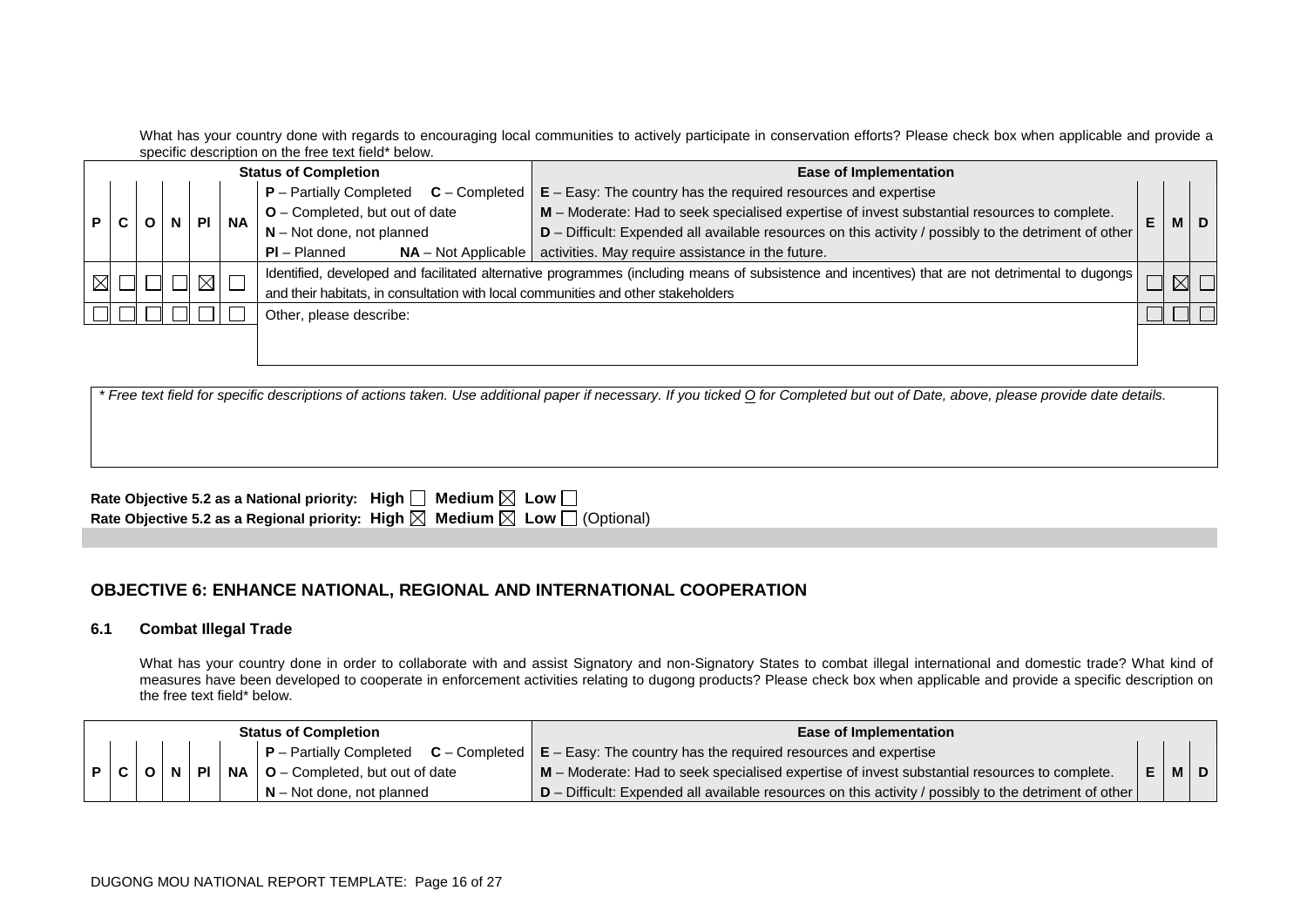What has your country done with regards to encouraging local communities to actively participate in conservation efforts? Please check box when applicable and provide a specific description on the free text field* below.

| Status of Completion | | | | | | | Ease of Implementation | | | |
|---|---|---|---|---|---|---|---|---|---|---|
| P | C | O | N | Pl | NA | **P** – Partially Completed **C** – Completed<br>**O** – Completed, but out of date<br>**N** – Not done, not planned<br>**Pl** – Planned **NA** – Not Applicable | **E** – Easy: The country has the required resources and expertise<br>**M** – Moderate: Had to seek specialised expertise of invest substantial resources to complete.<br>**D** – Difficult: Expended all available resources on this activity / possibly to the detriment of other activities. May require assistance in the future. | E | M | D |
| ☒ | ☐ | ☐ | ☐ | ☒ | ☐ | Identified, developed and facilitated alternative programmes (including means of subsistence and incentives) that are not detrimental to dugongs and their habitats, in consultation with local communities and other stakeholders | | ☐ | ☒ | ☐ |
| ☐ | ☐ | ☐ | ☐ | ☐ | ☐ | Other, please describe: | | ☐ | ☐ | ☐ |

*\* Free text field for specific descriptions of actions taken. Use additional paper if necessary. If you ticked O for Completed but out of Date, above, please provide date details.*

**Rate Objective 5.2 as a National priority: High** ☐ **Medium** ☒ **Low** ☐

**Rate Objective 5.2 as a Regional priority: High** ☒ **Medium** ☒ **Low** ☐ (Optional)

## OBJECTIVE 6: ENHANCE NATIONAL, REGIONAL AND INTERNATIONAL COOPERATION

### 6.1 Combat Illegal Trade

What has your country done in order to collaborate with and assist Signatory and non-Signatory States to combat illegal international and domestic trade? What kind of measures have been developed to cooperate in enforcement activities relating to dugong products? Please check box when applicable and provide a specific description on the free text field* below.

| Status of Completion | | | | | | | Ease of Implementation | | | |
|---|---|---|---|---|---|---|---|---|---|---|
| P | C | O | N | Pl | NA | **P** – Partially Completed **C** – Completed<br>**O** – Completed, but out of date<br>**N** – Not done, not planned | **E** – Easy: The country has the required resources and expertise<br>**M** – Moderate: Had to seek specialised expertise of invest substantial resources to complete.<br>**D** – Difficult: Expended all available resources on this activity / possibly to the detriment of other | E | M | D |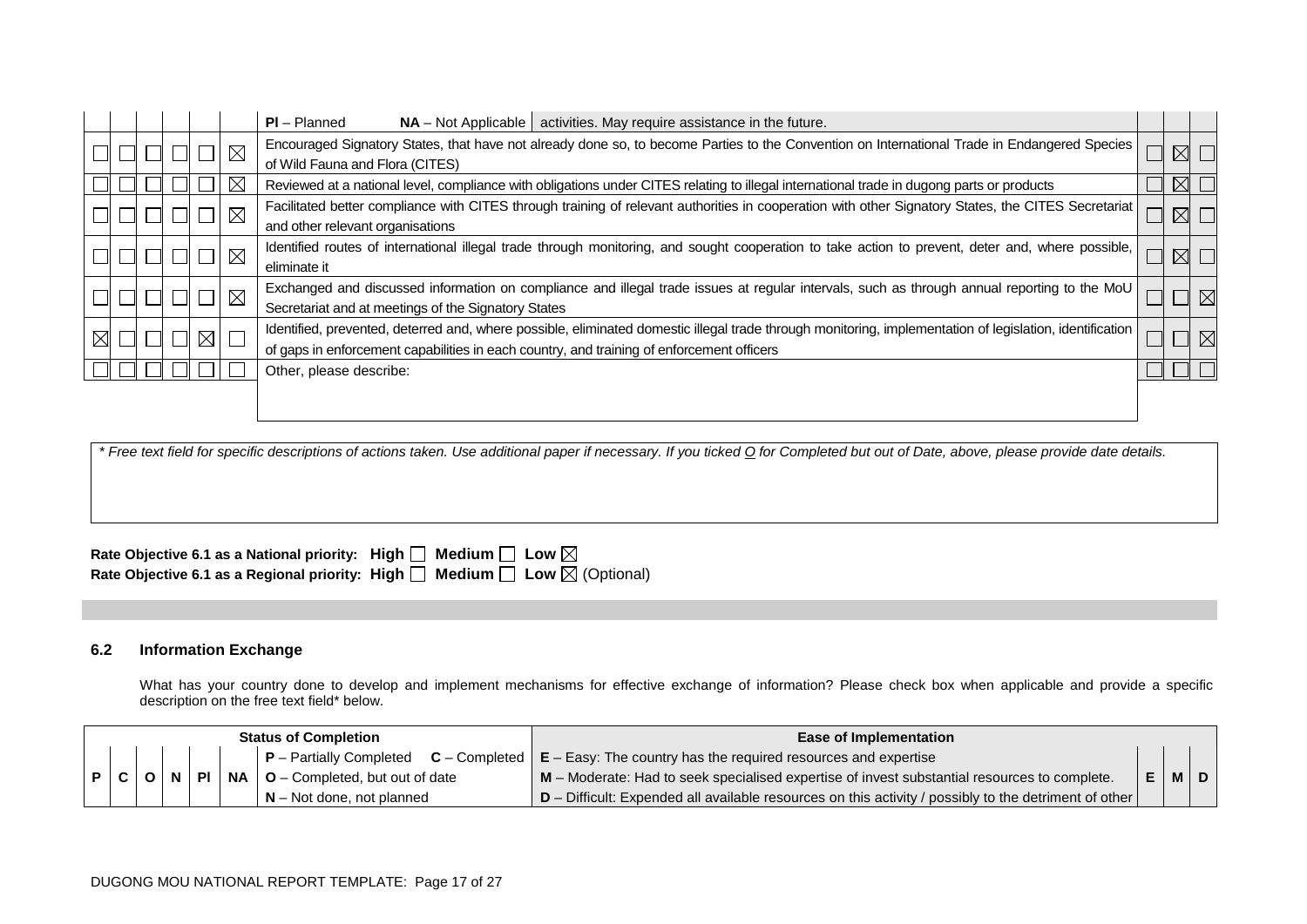| P | C | O | N | Pl | NA | | E | M | D |
|---|---|---|---|---|---|---|---|---|---|
| | | | | | | **Pl** – Planned **NA** – Not Applicable \| activities. May require assistance in the future. | | | |
| ☐ | ☐ | ☐ | ☐ | ☐ | ☒ | Encouraged Signatory States, that have not already done so, to become Parties to the Convention on International Trade in Endangered Species of Wild Fauna and Flora (CITES) | ☐ | ☒ | ☐ |
| ☐ | ☐ | ☐ | ☐ | ☐ | ☒ | Reviewed at a national level, compliance with obligations under CITES relating to illegal international trade in dugong parts or products | ☐ | ☒ | ☐ |
| ☐ | ☐ | ☐ | ☐ | ☐ | ☒ | Facilitated better compliance with CITES through training of relevant authorities in cooperation with other Signatory States, the CITES Secretariat and other relevant organisations | ☐ | ☒ | ☐ |
| ☐ | ☐ | ☐ | ☐ | ☐ | ☒ | Identified routes of international illegal trade through monitoring, and sought cooperation to take action to prevent, deter and, where possible, eliminate it | ☐ | ☒ | ☐ |
| ☐ | ☐ | ☐ | ☐ | ☐ | ☒ | Exchanged and discussed information on compliance and illegal trade issues at regular intervals, such as through annual reporting to the MoU Secretariat and at meetings of the Signatory States | ☐ | ☐ | ☒ |
| ☒ | ☐ | ☐ | ☐ | ☒ | ☐ | Identified, prevented, deterred and, where possible, eliminated domestic illegal trade through monitoring, implementation of legislation, identification of gaps in enforcement capabilities in each country, and training of enforcement officers | ☐ | ☐ | ☒ |
| ☐ | ☐ | ☐ | ☐ | ☐ | ☐ | Other, please describe: | ☐ | ☐ | ☐ |

*\* Free text field for specific descriptions of actions taken. Use additional paper if necessary. If you ticked O for Completed but out of Date, above, please provide date details.*

**Rate Objective 6.1 as a National priority: High ☐ Medium ☐ Low ☒**
**Rate Objective 6.1 as a Regional priority: High ☐ Medium ☐ Low ☒** (Optional)

### 6.2 Information Exchange

What has your country done to develop and implement mechanisms for effective exchange of information? Please check box when applicable and provide a specific description on the free text field* below.

| Status of Completion | | | | | | | Ease of Implementation | | | |
|---|---|---|---|---|---|---|---|---|---|---|
| | | | | | | **P** – Partially Completed **C** – Completed | **E** – Easy: The country has the required resources and expertise | | | |
| **P** | **C** | **O** | **N** | **Pl** | **NA** | **O** – Completed, but out of date | **M** – Moderate: Had to seek specialised expertise of invest substantial resources to complete. | **E** | **M** | **D** |
| | | | | | | **N** – Not done, not planned | **D** – Difficult: Expended all available resources on this activity / possibly to the detriment of other | | | |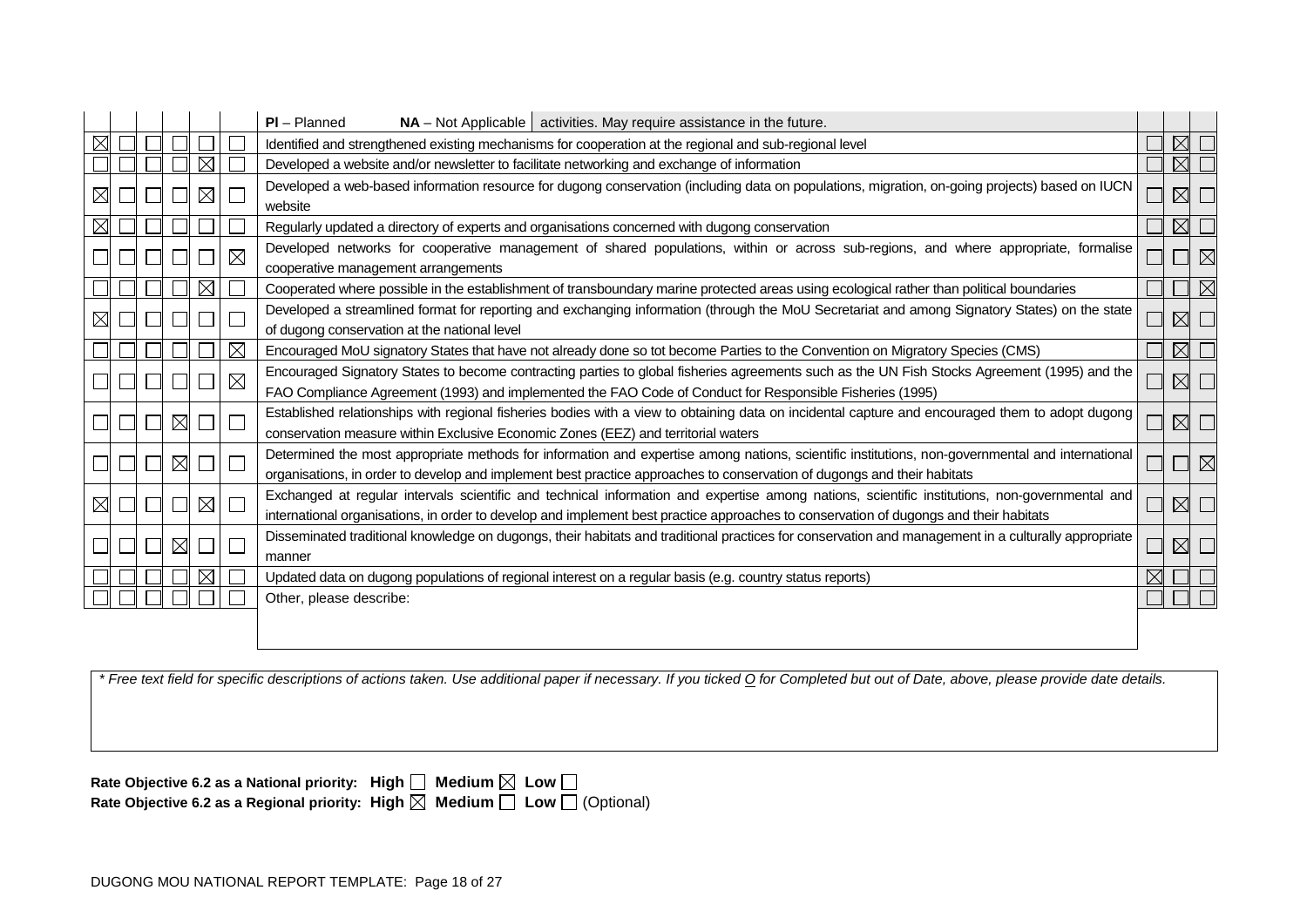| | | | | | | **Pl** – Planned **NA** – Not Applicable | activities. May require assistance in the future. | | | |
|---|---|---|---|---|---|---|---|---|---|---|
| ☒ | ☐ | ☐ | ☐ | ☐ | ☐ | Identified and strengthened existing mechanisms for cooperation at the regional and sub-regional level | | ☐ | ☒ | ☐ |
| ☐ | ☐ | ☐ | ☐ | ☒ | ☐ | Developed a website and/or newsletter to facilitate networking and exchange of information | | ☐ | ☒ | ☐ |
| ☒ | ☐ | ☐ | ☐ | ☒ | ☐ | Developed a web-based information resource for dugong conservation (including data on populations, migration, on-going projects) based on IUCN website | | ☐ | ☒ | ☐ |
| ☒ | ☐ | ☐ | ☐ | ☐ | ☐ | Regularly updated a directory of experts and organisations concerned with dugong conservation | | ☐ | ☒ | ☐ |
| ☐ | ☐ | ☐ | ☐ | ☐ | ☒ | Developed networks for cooperative management of shared populations, within or across sub-regions, and where appropriate, formalise cooperative management arrangements | | ☐ | ☐ | ☒ |
| ☐ | ☐ | ☐ | ☐ | ☒ | ☐ | Cooperated where possible in the establishment of transboundary marine protected areas using ecological rather than political boundaries | | ☐ | ☐ | ☒ |
| ☒ | ☐ | ☐ | ☐ | ☐ | ☐ | Developed a streamlined format for reporting and exchanging information (through the MoU Secretariat and among Signatory States) on the state of dugong conservation at the national level | | ☐ | ☒ | ☐ |
| ☐ | ☐ | ☐ | ☐ | ☐ | ☒ | Encouraged MoU signatory States that have not already done so tot become Parties to the Convention on Migratory Species (CMS) | | ☐ | ☒ | ☐ |
| ☐ | ☐ | ☐ | ☐ | ☐ | ☒ | Encouraged Signatory States to become contracting parties to global fisheries agreements such as the UN Fish Stocks Agreement (1995) and the FAO Compliance Agreement (1993) and implemented the FAO Code of Conduct for Responsible Fisheries (1995) | | ☐ | ☒ | ☐ |
| ☐ | ☐ | ☐ | ☒ | ☐ | ☐ | Established relationships with regional fisheries bodies with a view to obtaining data on incidental capture and encouraged them to adopt dugong conservation measure within Exclusive Economic Zones (EEZ) and territorial waters | | ☐ | ☒ | ☐ |
| ☐ | ☐ | ☐ | ☒ | ☐ | ☐ | Determined the most appropriate methods for information and expertise among nations, scientific institutions, non-governmental and international organisations, in order to develop and implement best practice approaches to conservation of dugongs and their habitats | | ☐ | ☐ | ☒ |
| ☒ | ☐ | ☐ | ☐ | ☒ | ☐ | Exchanged at regular intervals scientific and technical information and expertise among nations, scientific institutions, non-governmental and international organisations, in order to develop and implement best practice approaches to conservation of dugongs and their habitats | | ☐ | ☒ | ☐ |
| ☐ | ☐ | ☐ | ☒ | ☐ | ☐ | Disseminated traditional knowledge on dugongs, their habitats and traditional practices for conservation and management in a culturally appropriate manner | | ☐ | ☒ | ☐ |
| ☐ | ☐ | ☐ | ☐ | ☒ | ☐ | Updated data on dugong populations of regional interest on a regular basis (e.g. country status reports) | | ☒ | ☐ | ☐ |
| ☐ | ☐ | ☐ | ☐ | ☐ | ☐ | Other, please describe: | | ☐ | ☐ | ☐ |

*\* Free text field for specific descriptions of actions taken. Use additional paper if necessary. If you ticked O for Completed but out of Date, above, please provide date details.*

**Rate Objective 6.2 as a National priority: High** ☐ **Medium** ☒ **Low** ☐

**Rate Objective 6.2 as a Regional priority: High** ☒ **Medium** ☐ **Low** ☐ (Optional)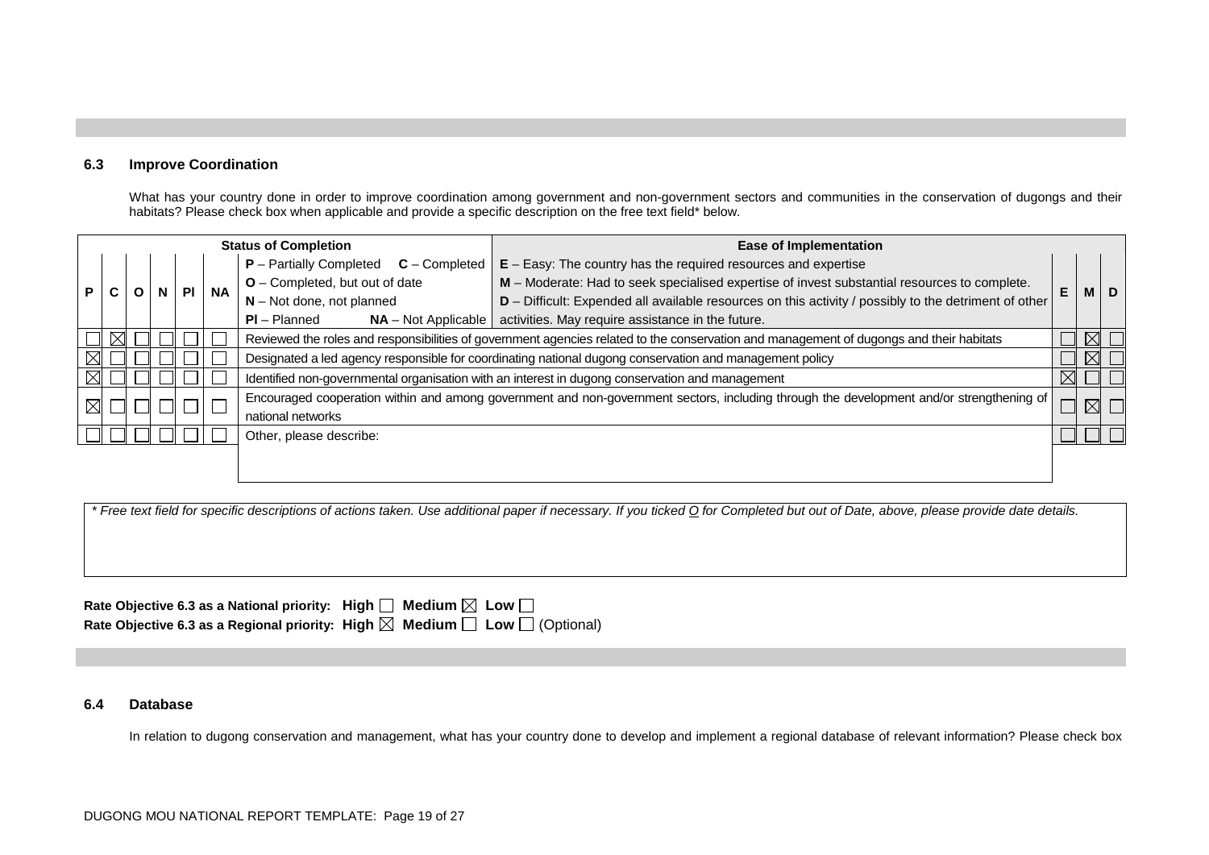### 6.3 Improve Coordination

What has your country done in order to improve coordination among government and non-government sectors and communities in the conservation of dugongs and their habitats? Please check box when applicable and provide a specific description on the free text field* below.

| Status of Completion | | | | | | | Ease of Implementation | | |
|---|---|---|---|---|---|---|---|---|---|
| P | C | O | N | Pl | NA | **P** – Partially Completed **C** – Completed<br>**O** – Completed, but out of date<br>**N** – Not done, not planned<br>**Pl** – Planned **NA** – Not Applicable<br>**E** – Easy: The country has the required resources and expertise<br>**M** – Moderate: Had to seek specialised expertise of invest substantial resources to complete.<br>**D** – Difficult: Expended all available resources on this activity / possibly to the detriment of other activities. May require assistance in the future. | E | M | D |
| ☐ | ☒ | ☐ | ☐ | ☐ | ☐ | Reviewed the roles and responsibilities of government agencies related to the conservation and management of dugongs and their habitats | ☐ | ☒ | ☐ |
| ☒ | ☐ | ☐ | ☐ | ☐ | ☐ | Designated a led agency responsible for coordinating national dugong conservation and management policy | ☐ | ☒ | ☐ |
| ☒ | ☐ | ☐ | ☐ | ☐ | ☐ | Identified non-governmental organisation with an interest in dugong conservation and management | ☒ | ☐ | ☐ |
| ☒ | ☐ | ☐ | ☐ | ☐ | ☐ | Encouraged cooperation within and among government and non-government sectors, including through the development and/or strengthening of national networks | ☐ | ☒ | ☐ |
| ☐ | ☐ | ☐ | ☐ | ☐ | ☐ | Other, please describe: | ☐ | ☐ | ☐ |

*\* Free text field for specific descriptions of actions taken. Use additional paper if necessary. If you ticked O for Completed but out of Date, above, please provide date details.*

**Rate Objective 6.3 as a National priority: High ☐ Medium ☒ Low ☐**
**Rate Objective 6.3 as a Regional priority: High ☒ Medium ☐ Low ☐** (Optional)

### 6.4 Database

In relation to dugong conservation and management, what has your country done to develop and implement a regional database of relevant information? Please check box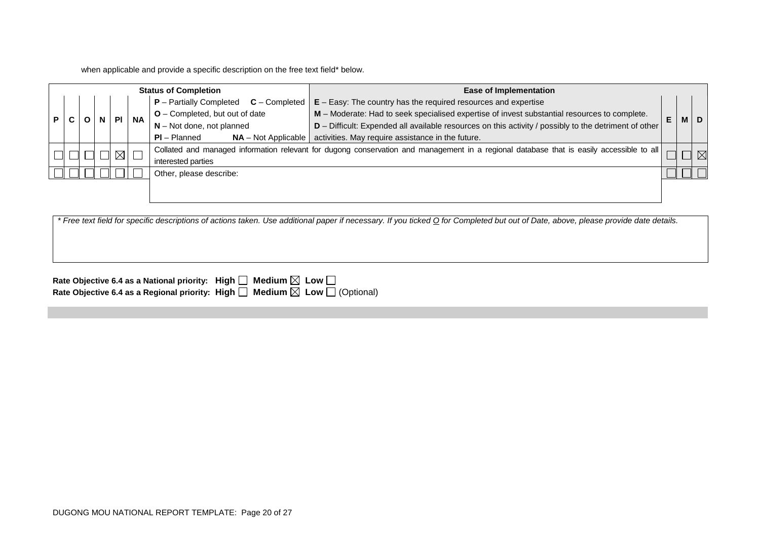when applicable and provide a specific description on the free text field* below.

| P | C | O | N | Pl | NA | Status of Completion / Ease of Implementation | E | M | D |
|---|---|---|---|---|---|---|---|---|---|
| | | | | | | **Status of Completion**: **P** – Partially Completed **C** – Completed; **O** – Completed, but out of date; **N** – Not done, not planned; **Pl** – Planned **NA** – Not Applicable. **Ease of Implementation**: **E** – Easy: The country has the required resources and expertise; **M** – Moderate: Had to seek specialised expertise of invest substantial resources to complete.; **D** – Difficult: Expended all available resources on this activity / possibly to the detriment of other activities. May require assistance in the future. | | | |
| ☐ | ☐ | ☐ | ☐ | ☒ | ☐ | Collated and managed information relevant for dugong conservation and management in a regional database that is easily accessible to all interested parties | ☐ | ☐ | ☒ |
| ☐ | ☐ | ☐ | ☐ | ☐ | ☐ | Other, please describe: | ☐ | ☐ | ☐ |

*\* Free text field for specific descriptions of actions taken. Use additional paper if necessary. If you ticked O for Completed but out of Date, above, please provide date details.*

**Rate Objective 6.4 as a National priority: High** ☐ **Medium** ☒ **Low** ☐

**Rate Objective 6.4 as a Regional priority: High** ☐ **Medium** ☒ **Low** ☐ (Optional)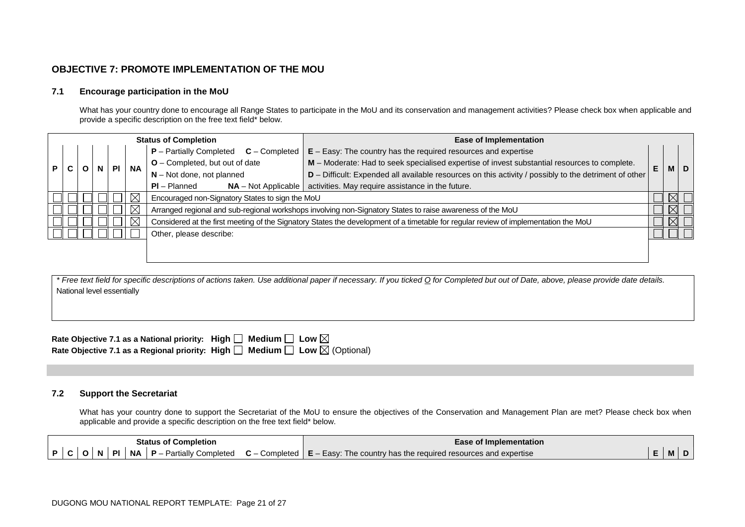## OBJECTIVE 7: PROMOTE IMPLEMENTATION OF THE MOU

### 7.1 Encourage participation in the MoU

What has your country done to encourage all Range States to participate in the MoU and its conservation and management activities? Please check box when applicable and provide a specific description on the free text field* below.

| Status of Completion | | | | | | | Ease of Implementation | | |
|---|---|---|---|---|---|---|---|---|---|
| P | C | O | N | Pl | NA | **P** – Partially Completed **C** – Completed<br>**O** – Completed, but out of date<br>**N** – Not done, not planned<br>**Pl** – Planned **NA** – Not Applicable<br>**E** – Easy: The country has the required resources and expertise<br>**M** – Moderate: Had to seek specialised expertise of invest substantial resources to complete.<br>**D** – Difficult: Expended all available resources on this activity / possibly to the detriment of other activities. May require assistance in the future. | E | M | D |
| ☐ | ☐ | ☐ | ☐ | ☐ | ☒ | Encouraged non-Signatory States to sign the MoU | ☐ | ☒ | ☐ |
| ☐ | ☐ | ☐ | ☐ | ☐ | ☒ | Arranged regional and sub-regional workshops involving non-Signatory States to raise awareness of the MoU | ☐ | ☒ | ☐ |
| ☐ | ☐ | ☐ | ☐ | ☐ | ☒ | Considered at the first meeting of the Signatory States the development of a timetable for regular review of implementation the MoU | ☐ | ☒ | ☐ |
| ☐ | ☐ | ☐ | ☐ | ☐ | ☐ | Other, please describe: | ☐ | ☐ | ☐ |

*\* Free text field for specific descriptions of actions taken. Use additional paper if necessary. If you ticked O for Completed but out of Date, above, please provide date details.*

National level essentially

**Rate Objective 7.1 as a National priority: High** ☐ **Medium** ☐ **Low** ☒

**Rate Objective 7.1 as a Regional priority: High** ☐ **Medium** ☐ **Low** ☒ (Optional)

### 7.2 Support the Secretariat

What has your country done to support the Secretariat of the MoU to ensure the objectives of the Conservation and Management Plan are met? Please check box when applicable and provide a specific description on the free text field* below.

| Status of Completion | | | | | | | Ease of Implementation | | |
|---|---|---|---|---|---|---|---|---|---|
| P | C | O | N | Pl | NA | **P** – Partially Completed **C** – Completed<br>**E** – Easy: The country has the required resources and expertise | E | M | D |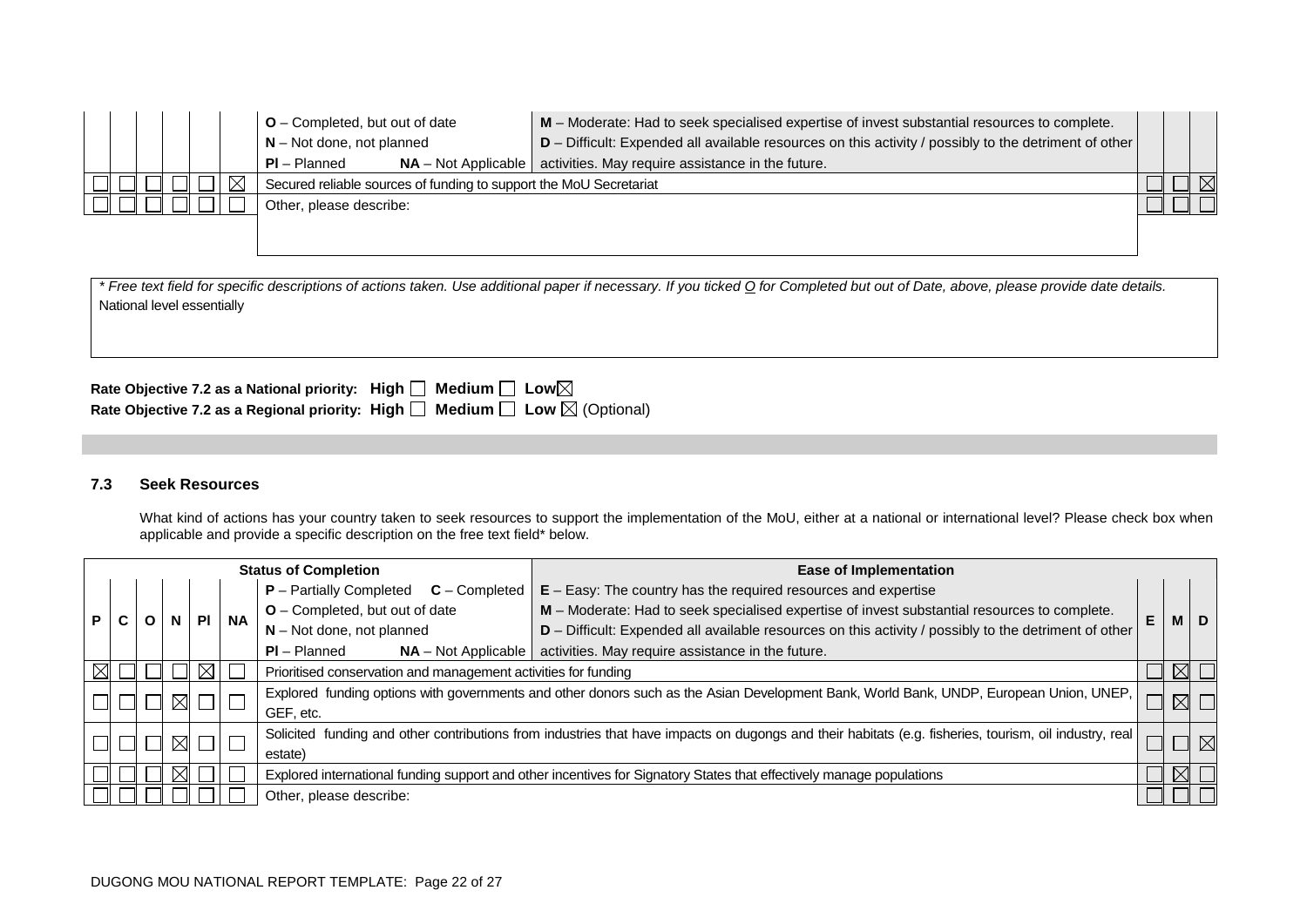| P | C | O | N | Pl | NA | | E | M | D |
|---|---|---|---|---|---|---|---|---|---|
| | | | | | | **O** – Completed, but out of date / **N** – Not done, not planned / **Pl** – Planned **NA** – Not Applicable / **M** – Moderate: Had to seek specialised expertise of invest substantial resources to complete. / **D** – Difficult: Expended all available resources on this activity / possibly to the detriment of other activities. May require assistance in the future. | | | |
| ☐ | ☐ | ☐ | ☐ | ☐ | ☒ | Secured reliable sources of funding to support the MoU Secretariat | ☐ | ☐ | ☒ |
| ☐ | ☐ | ☐ | ☐ | ☐ | ☐ | Other, please describe: | ☐ | ☐ | ☐ |

*\* Free text field for specific descriptions of actions taken. Use additional paper if necessary. If you ticked O for Completed but out of Date, above, please provide date details.*

National level essentially

**Rate Objective 7.2 as a National priority: High ☐ Medium ☐ Low☒**

**Rate Objective 7.2 as a Regional priority: High ☐ Medium ☐ Low ☒** (Optional)

### 7.3 Seek Resources

What kind of actions has your country taken to seek resources to support the implementation of the MoU, either at a national or international level? Please check box when applicable and provide a specific description on the free text field* below.

| P | C | O | N | Pl | NA | Status of Completion / Ease of Implementation | E | M | D |
|---|---|---|---|---|---|---|---|---|---|
| | | | | | | **P** – Partially Completed **C** – Completed / **O** – Completed, but out of date / **N** – Not done, not planned / **Pl** – Planned **NA** – Not Applicable / **E** – Easy: The country has the required resources and expertise / **M** – Moderate: Had to seek specialised expertise of invest substantial resources to complete. / **D** – Difficult: Expended all available resources on this activity / possibly to the detriment of other activities. May require assistance in the future. | | | |
| ☒ | ☐ | ☐ | ☐ | ☒ | ☐ | Prioritised conservation and management activities for funding | ☐ | ☒ | ☐ |
| ☐ | ☐ | ☐ | ☒ | ☐ | ☐ | Explored funding options with governments and other donors such as the Asian Development Bank, World Bank, UNDP, European Union, UNEP, GEF, etc. | ☐ | ☒ | ☐ |
| ☐ | ☐ | ☐ | ☒ | ☐ | ☐ | Solicited funding and other contributions from industries that have impacts on dugongs and their habitats (e.g. fisheries, tourism, oil industry, real estate) | ☐ | ☐ | ☒ |
| ☐ | ☐ | ☐ | ☒ | ☐ | ☐ | Explored international funding support and other incentives for Signatory States that effectively manage populations | ☐ | ☒ | ☐ |
| ☐ | ☐ | ☐ | ☐ | ☐ | ☐ | Other, please describe: | ☐ | ☐ | ☐ |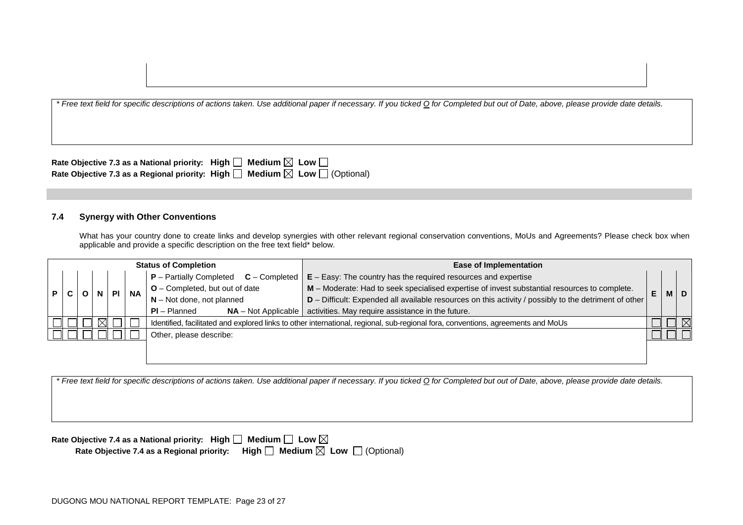* Free text field for specific descriptions of actions taken. Use additional paper if necessary. If you ticked O for Completed but out of Date, above, please provide date details.

**Rate Objective 7.3 as a National priority: High ☐ Medium ☒ Low ☐**
**Rate Objective 7.3 as a Regional priority: High ☐ Medium ☒ Low ☐** (Optional)

### 7.4 Synergy with Other Conventions

What has your country done to create links and develop synergies with other relevant regional conservation conventions, MoUs and Agreements? Please check box when applicable and provide a specific description on the free text field* below.

| Status of Completion | | | | | | | Ease of Implementation | | | |
|---|---|---|---|---|---|---|---|---|---|---|
| P | C | O | N | Pl | NA | **P** – Partially Completed **C** – Completed<br>**O** – Completed, but out of date<br>**N** – Not done, not planned<br>**Pl** – Planned **NA** – Not Applicable | **E** – Easy: The country has the required resources and expertise<br>**M** – Moderate: Had to seek specialised expertise of invest substantial resources to complete.<br>**D** – Difficult: Expended all available resources on this activity / possibly to the detriment of other activities. May require assistance in the future. | E | M | D |
| ☐ | ☐ | ☐ | ☒ | ☐ | ☐ | Identified, facilitated and explored links to other international, regional, sub-regional fora, conventions, agreements and MoUs | | ☐ | ☐ | ☒ |
| ☐ | ☐ | ☐ | ☐ | ☐ | ☐ | Other, please describe: | | ☐ | ☐ | ☐ |

* Free text field for specific descriptions of actions taken. Use additional paper if necessary. If you ticked O for Completed but out of Date, above, please provide date details.

**Rate Objective 7.4 as a National priority: High ☐ Medium ☐ Low ☒**
**Rate Objective 7.4 as a Regional priority: High ☐ Medium ☒ Low ☐** (Optional)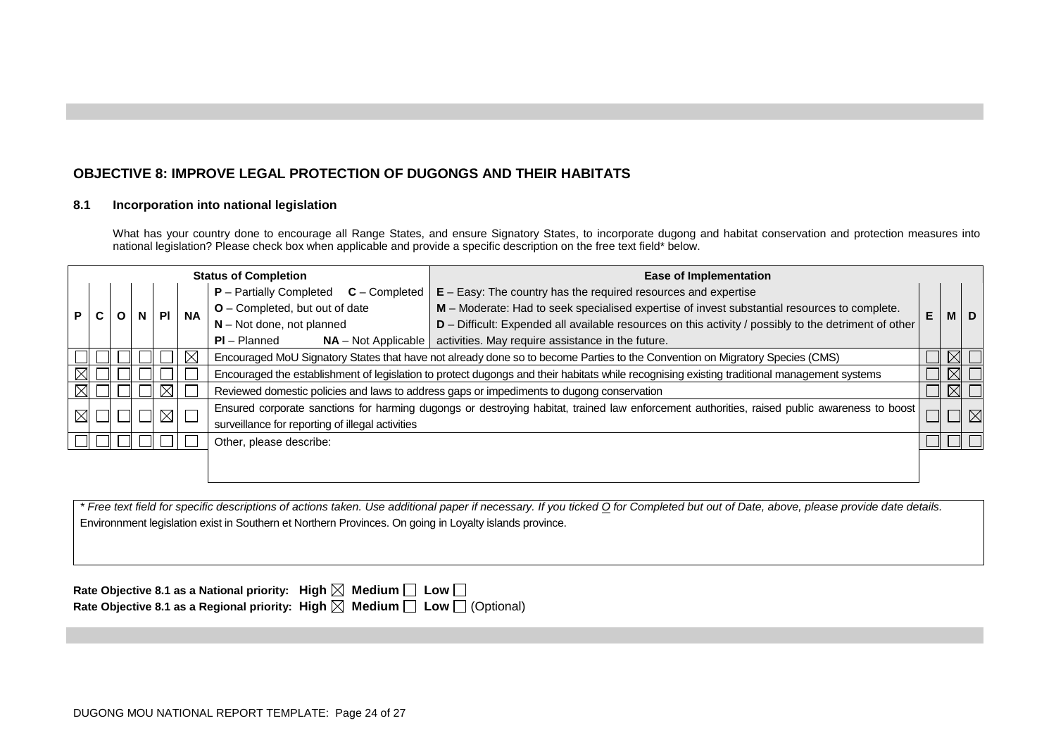## OBJECTIVE 8: IMPROVE LEGAL PROTECTION OF DUGONGS AND THEIR HABITATS

### 8.1 Incorporation into national legislation

What has your country done to encourage all Range States, and ensure Signatory States, to incorporate dugong and habitat conservation and protection measures into national legislation? Please check box when applicable and provide a specific description on the free text field* below.

| P | C | O | N | Pl | NA | Status of Completion / Ease of Implementation | E | M | D |
|---|---|---|---|---|---|---|---|---|---|
| | | | | | | **Status of Completion:** **P** – Partially Completed; **C** – Completed; **O** – Completed, but out of date; **N** – Not done, not planned; **Pl** – Planned; **NA** – Not Applicable. **Ease of Implementation:** **E** – Easy: The country has the required resources and expertise; **M** – Moderate: Had to seek specialised expertise of invest substantial resources to complete; **D** – Difficult: Expended all available resources on this activity / possibly to the detriment of other activities. May require assistance in the future. | | | |
| ☐ | ☐ | ☐ | ☐ | ☐ | ☒ | Encouraged MoU Signatory States that have not already done so to become Parties to the Convention on Migratory Species (CMS) | ☐ | ☒ | ☐ |
| ☒ | ☐ | ☐ | ☐ | ☐ | ☐ | Encouraged the establishment of legislation to protect dugongs and their habitats while recognising existing traditional management systems | ☐ | ☒ | ☐ |
| ☒ | ☐ | ☐ | ☐ | ☒ | ☐ | Reviewed domestic policies and laws to address gaps or impediments to dugong conservation | ☐ | ☒ | ☐ |
| ☒ | ☐ | ☐ | ☐ | ☒ | ☐ | Ensured corporate sanctions for harming dugongs or destroying habitat, trained law enforcement authorities, raised public awareness to boost surveillance for reporting of illegal activities | ☐ | ☐ | ☒ |
| ☐ | ☐ | ☐ | ☐ | ☐ | ☐ | Other, please describe: | ☐ | ☐ | ☐ |

*\* Free text field for specific descriptions of actions taken. Use additional paper if necessary. If you ticked O for Completed but out of Date, above, please provide date details.*

Environnment legislation exist in Southern et Northern Provinces. On going in Loyalty islands province.

**Rate Objective 8.1 as a National priority: High ☒ Medium ☐ Low ☐**

**Rate Objective 8.1 as a Regional priority: High ☒ Medium ☐ Low ☐** (Optional)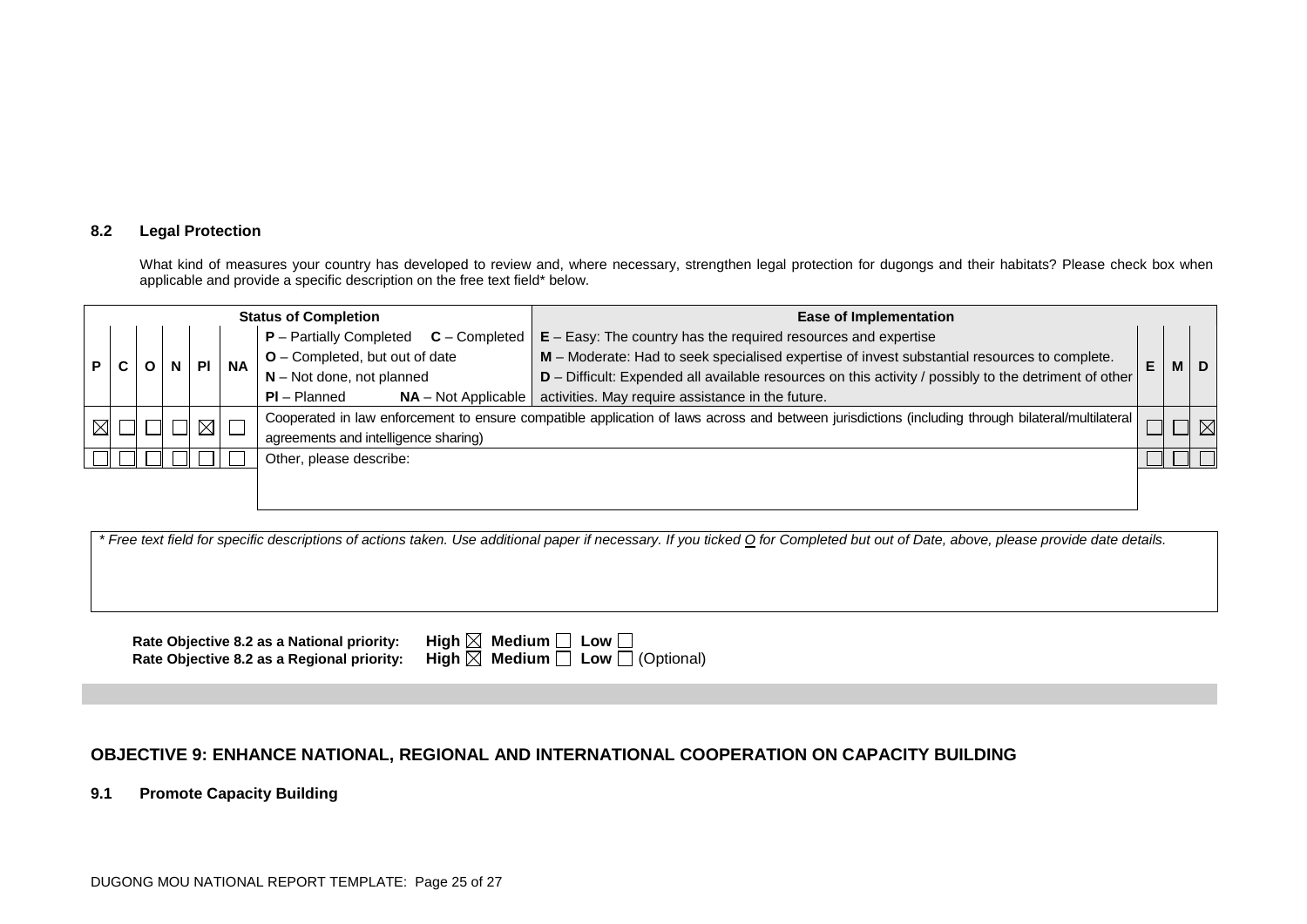### 8.2 Legal Protection

What kind of measures your country has developed to review and, where necessary, strengthen legal protection for dugongs and their habitats? Please check box when applicable and provide a specific description on the free text field* below.

| Status of Completion | | | | | | | Ease of Implementation | | | |
|---|---|---|---|---|---|---|---|---|---|---|
| P | C | O | N | Pl | NA | **P** – Partially Completed **C** – Completed<br>**O** – Completed, but out of date<br>**N** – Not done, not planned<br>**Pl** – Planned **NA** – Not Applicable | **E** – Easy: The country has the required resources and expertise<br>**M** – Moderate: Had to seek specialised expertise of invest substantial resources to complete.<br>**D** – Difficult: Expended all available resources on this activity / possibly to the detriment of other activities. May require assistance in the future. | E | M | D |
| ☒ | ☐ | ☐ | ☐ | ☒ | ☐ | Cooperated in law enforcement to ensure compatible application of laws across and between jurisdictions (including through bilateral/multilateral agreements and intelligence sharing) | | ☐ | ☐ | ☒ |
| ☐ | ☐ | ☐ | ☐ | ☐ | ☐ | Other, please describe: | | ☐ | ☐ | ☐ |

*\* Free text field for specific descriptions of actions taken. Use additional paper if necessary. If you ticked O for Completed but out of Date, above, please provide date details.*

**Rate Objective 8.2 as a National priority:** **High** ☒ **Medium** ☐ **Low** ☐
**Rate Objective 8.2 as a Regional priority:** **High** ☒ **Medium** ☐ **Low** ☐ (Optional)

## OBJECTIVE 9: ENHANCE NATIONAL, REGIONAL AND INTERNATIONAL COOPERATION ON CAPACITY BUILDING

### 9.1 Promote Capacity Building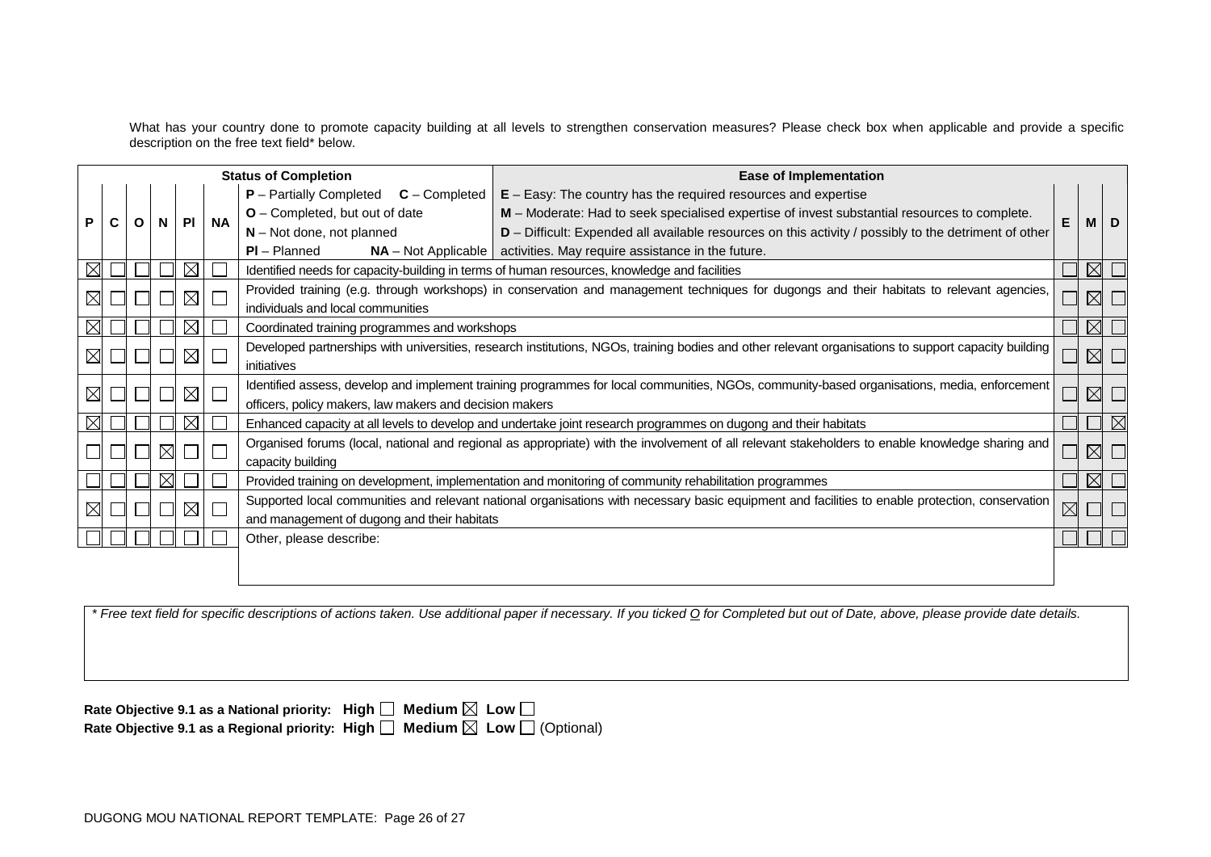What has your country done to promote capacity building at all levels to strengthen conservation measures? Please check box when applicable and provide a specific description on the free text field* below.

| P | C | O | N | Pl | NA | Status of Completion / Ease of Implementation | E | M | D |
|---|---|---|---|---|---|---|---|---|---|
| | | | | | | **Status of Completion**: **P** – Partially Completed **C** – Completed; **O** – Completed, but out of date; **N** – Not done, not planned; **Pl** – Planned **NA** – Not Applicable. **Ease of Implementation**: **E** – Easy: The country has the required resources and expertise; **M** – Moderate: Had to seek specialised expertise of invest substantial resources to complete. **D** – Difficult: Expended all available resources on this activity / possibly to the detriment of other activities. May require assistance in the future. | | | |
| ☒ | ☐ | ☐ | ☐ | ☒ | ☐ | Identified needs for capacity-building in terms of human resources, knowledge and facilities | ☐ | ☒ | ☐ |
| ☒ | ☐ | ☐ | ☐ | ☒ | ☐ | Provided training (e.g. through workshops) in conservation and management techniques for dugongs and their habitats to relevant agencies, individuals and local communities | ☐ | ☒ | ☐ |
| ☒ | ☐ | ☐ | ☐ | ☒ | ☐ | Coordinated training programmes and workshops | ☐ | ☒ | ☐ |
| ☒ | ☐ | ☐ | ☐ | ☒ | ☐ | Developed partnerships with universities, research institutions, NGOs, training bodies and other relevant organisations to support capacity building initiatives | ☐ | ☒ | ☐ |
| ☒ | ☐ | ☐ | ☐ | ☒ | ☐ | Identified assess, develop and implement training programmes for local communities, NGOs, community-based organisations, media, enforcement officers, policy makers, law makers and decision makers | ☐ | ☒ | ☐ |
| ☒ | ☐ | ☐ | ☐ | ☒ | ☐ | Enhanced capacity at all levels to develop and undertake joint research programmes on dugong and their habitats | ☐ | ☐ | ☒ |
| ☐ | ☐ | ☐ | ☒ | ☐ | ☐ | Organised forums (local, national and regional as appropriate) with the involvement of all relevant stakeholders to enable knowledge sharing and capacity building | ☐ | ☒ | ☐ |
| ☐ | ☐ | ☐ | ☒ | ☐ | ☐ | Provided training on development, implementation and monitoring of community rehabilitation programmes | ☐ | ☒ | ☐ |
| ☒ | ☐ | ☐ | ☐ | ☒ | ☐ | Supported local communities and relevant national organisations with necessary basic equipment and facilities to enable protection, conservation and management of dugong and their habitats | ☒ | ☐ | ☐ |
| ☐ | ☐ | ☐ | ☐ | ☐ | ☐ | Other, please describe: | ☐ | ☐ | ☐ |

*\* Free text field for specific descriptions of actions taken. Use additional paper if necessary. If you ticked O for Completed but out of Date, above, please provide date details.*

**Rate Objective 9.1 as a National priority: High ☐ Medium ☒ Low ☐**
**Rate Objective 9.1 as a Regional priority: High ☐ Medium ☒ Low ☐** (Optional)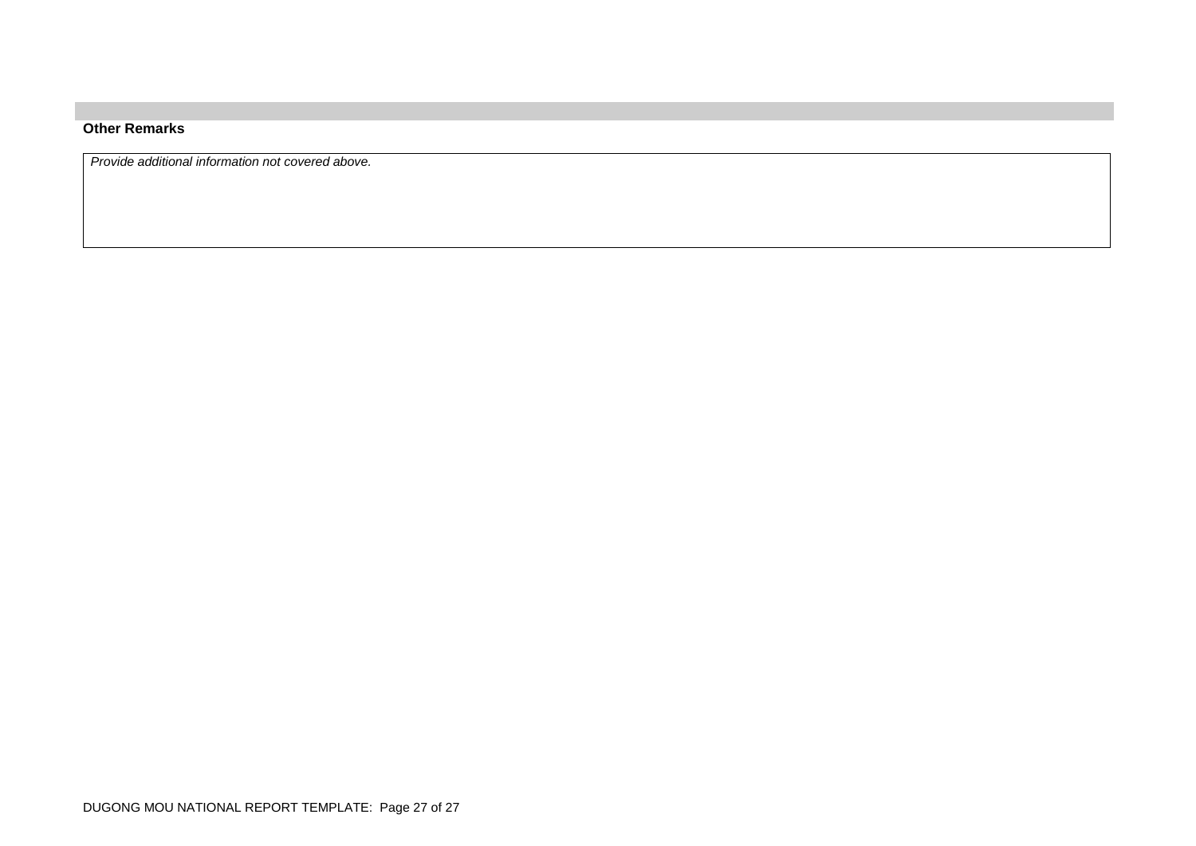**Other Remarks**

| |
|---|
| *Provide additional information not covered above.* |